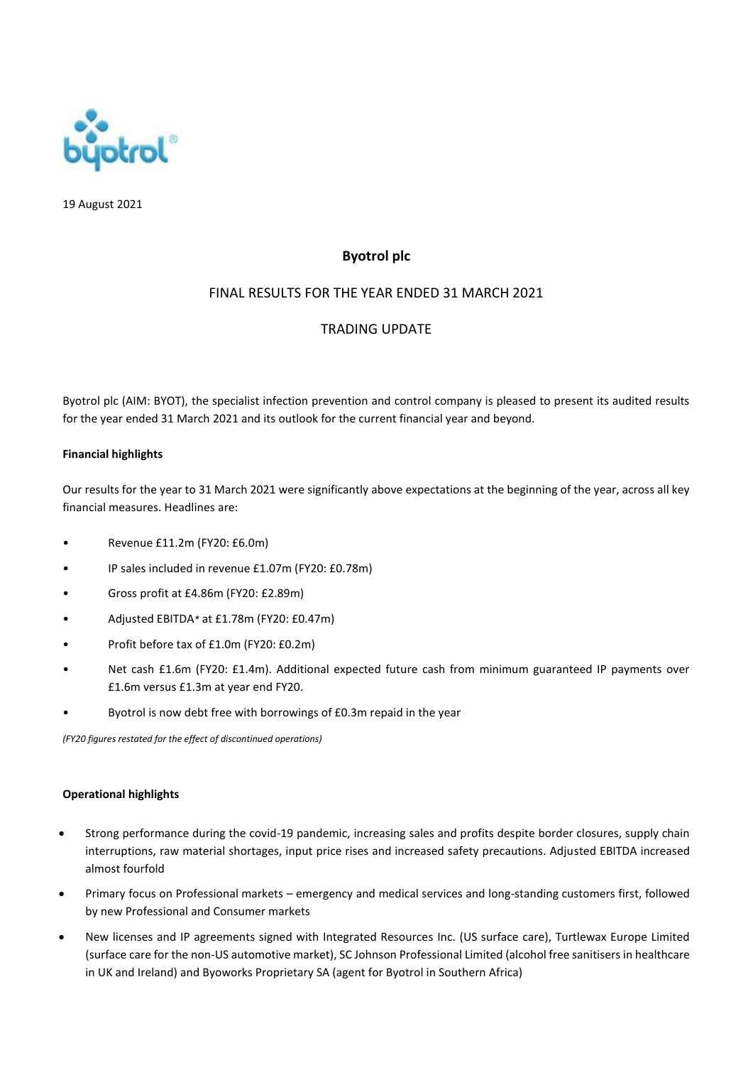19 August 2021

# Byotrol plc

## FINAL RESULTS FOR THE YEAR ENDED 31 MARCH 2021

## TRADING UPDATE

Byotrol plc (AIM: BYOT), the specialist infection prevention and control company is pleased to present its audited results for the year ended 31 March 2021 and its outlook for the current financial year and beyond.

**Financial highlights**

Our results for the year to 31 March 2021 were significantly above expectations at the beginning of the year, across all key financial measures. Headlines are:

- Revenue £11.2m (FY20: £6.0m)
- IP sales included in revenue £1.07m (FY20: £0.78m)
- Gross profit at £4.86m (FY20: £2.89m)
- Adjusted EBITDA* at £1.78m (FY20: £0.47m)
- Profit before tax of £1.0m (FY20: £0.2m)
- Net cash £1.6m (FY20: £1.4m). Additional expected future cash from minimum guaranteed IP payments over £1.6m versus £1.3m at year end FY20.
- Byotrol is now debt free with borrowings of £0.3m repaid in the year

*(FY20 figures restated for the effect of discontinued operations)*

**Operational highlights**

- Strong performance during the covid-19 pandemic, increasing sales and profits despite border closures, supply chain interruptions, raw material shortages, input price rises and increased safety precautions. Adjusted EBITDA increased almost fourfold
- Primary focus on Professional markets – emergency and medical services and long-standing customers first, followed by new Professional and Consumer markets
- New licenses and IP agreements signed with Integrated Resources Inc. (US surface care), Turtlewax Europe Limited (surface care for the non-US automotive market), SC Johnson Professional Limited (alcohol free sanitisers in healthcare in UK and Ireland) and Byoworks Proprietary SA (agent for Byotrol in Southern Africa)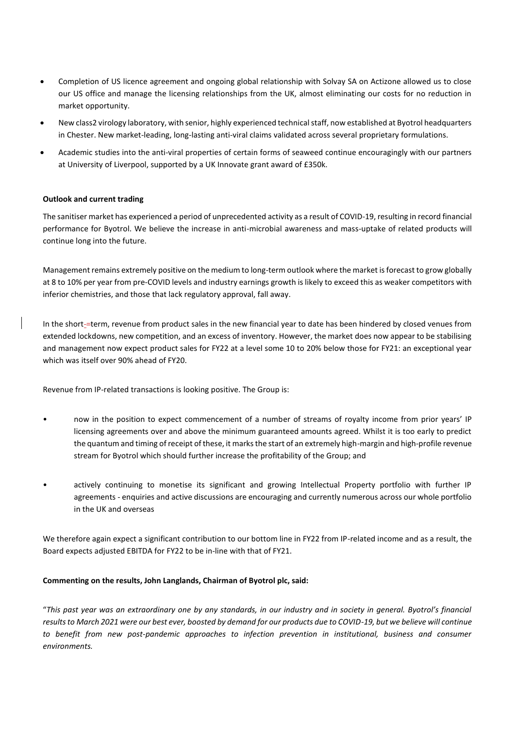- Completion of US licence agreement and ongoing global relationship with Solvay SA on Actizone allowed us to close our US office and manage the licensing relationships from the UK, almost eliminating our costs for no reduction in market opportunity.
- New class2 virology laboratory, with senior, highly experienced technical staff, now established at Byotrol headquarters in Chester. New market-leading, long-lasting anti-viral claims validated across several proprietary formulations.
- Academic studies into the anti-viral properties of certain forms of seaweed continue encouragingly with our partners at University of Liverpool, supported by a UK Innovate grant award of £350k.

**Outlook and current trading**

The sanitiser market has experienced a period of unprecedented activity as a result of COVID-19, resulting in record financial performance for Byotrol. We believe the increase in anti-microbial awareness and mass-uptake of related products will continue long into the future.

Management remains extremely positive on the medium to long-term outlook where the market is forecast to grow globally at 8 to 10% per year from pre-COVID levels and industry earnings growth is likely to exceed this as weaker competitors with inferior chemistries, and those that lack regulatory approval, fall away.

In the short-term, revenue from product sales in the new financial year to date has been hindered by closed venues from extended lockdowns, new competition, and an excess of inventory. However, the market does now appear to be stabilising and management now expect product sales for FY22 at a level some 10 to 20% below those for FY21: an exceptional year which was itself over 90% ahead of FY20.

Revenue from IP-related transactions is looking positive. The Group is:

- now in the position to expect commencement of a number of streams of royalty income from prior years' IP licensing agreements over and above the minimum guaranteed amounts agreed. Whilst it is too early to predict the quantum and timing of receipt of these, it marks the start of an extremely high-margin and high-profile revenue stream for Byotrol which should further increase the profitability of the Group; and
- actively continuing to monetise its significant and growing Intellectual Property portfolio with further IP agreements - enquiries and active discussions are encouraging and currently numerous across our whole portfolio in the UK and overseas

We therefore again expect a significant contribution to our bottom line in FY22 from IP-related income and as a result, the Board expects adjusted EBITDA for FY22 to be in-line with that of FY21.

**Commenting on the results, John Langlands, Chairman of Byotrol plc, said:**

"*This past year was an extraordinary one by any standards, in our industry and in society in general. Byotrol's financial results to March 2021 were our best ever, boosted by demand for our products due to COVID-19, but we believe will continue to benefit from new post-pandemic approaches to infection prevention in institutional, business and consumer environments.*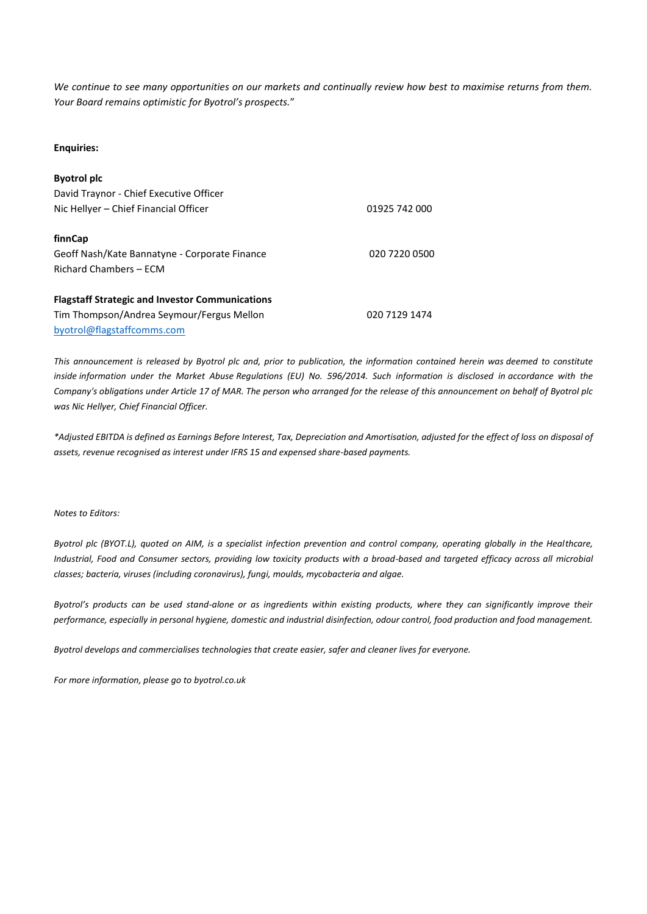*We continue to see many opportunities on our markets and continually review how best to maximise returns from them. Your Board remains optimistic for Byotrol's prospects.*"

**Enquiries:**

| | |
|---|---|
| **Byotrol plc** | |
| David Traynor - Chief Executive Officer | |
| Nic Hellyer – Chief Financial Officer | 01925 742 000 |
| | |
| **finnCap** | |
| Geoff Nash/Kate Bannatyne - Corporate Finance | 020 7220 0500 |
| Richard Chambers – ECM | |
| | |
| **Flagstaff Strategic and Investor Communications** | |
| Tim Thompson/Andrea Seymour/Fergus Mellon | 020 7129 1474 |
| byotrol@flagstaffcomms.com | |

*This announcement is released by Byotrol plc and, prior to publication, the information contained herein was deemed to constitute inside information under the Market Abuse Regulations (EU) No. 596/2014. Such information is disclosed in accordance with the Company's obligations under Article 17 of MAR. The person who arranged for the release of this announcement on behalf of Byotrol plc was Nic Hellyer, Chief Financial Officer.*

*\*Adjusted EBITDA is defined as Earnings Before Interest, Tax, Depreciation and Amortisation, adjusted for the effect of loss on disposal of assets, revenue recognised as interest under IFRS 15 and expensed share-based payments.*

*Notes to Editors:*

*Byotrol plc (BYOT.L), quoted on AIM, is a specialist infection prevention and control company, operating globally in the Healthcare, Industrial, Food and Consumer sectors, providing low toxicity products with a broad-based and targeted efficacy across all microbial classes; bacteria, viruses (including coronavirus), fungi, moulds, mycobacteria and algae.*

*Byotrol's products can be used stand-alone or as ingredients within existing products, where they can significantly improve their performance, especially in personal hygiene, domestic and industrial disinfection, odour control, food production and food management.*

*Byotrol develops and commercialises technologies that create easier, safer and cleaner lives for everyone.*

*For more information, please go to byotrol.co.uk*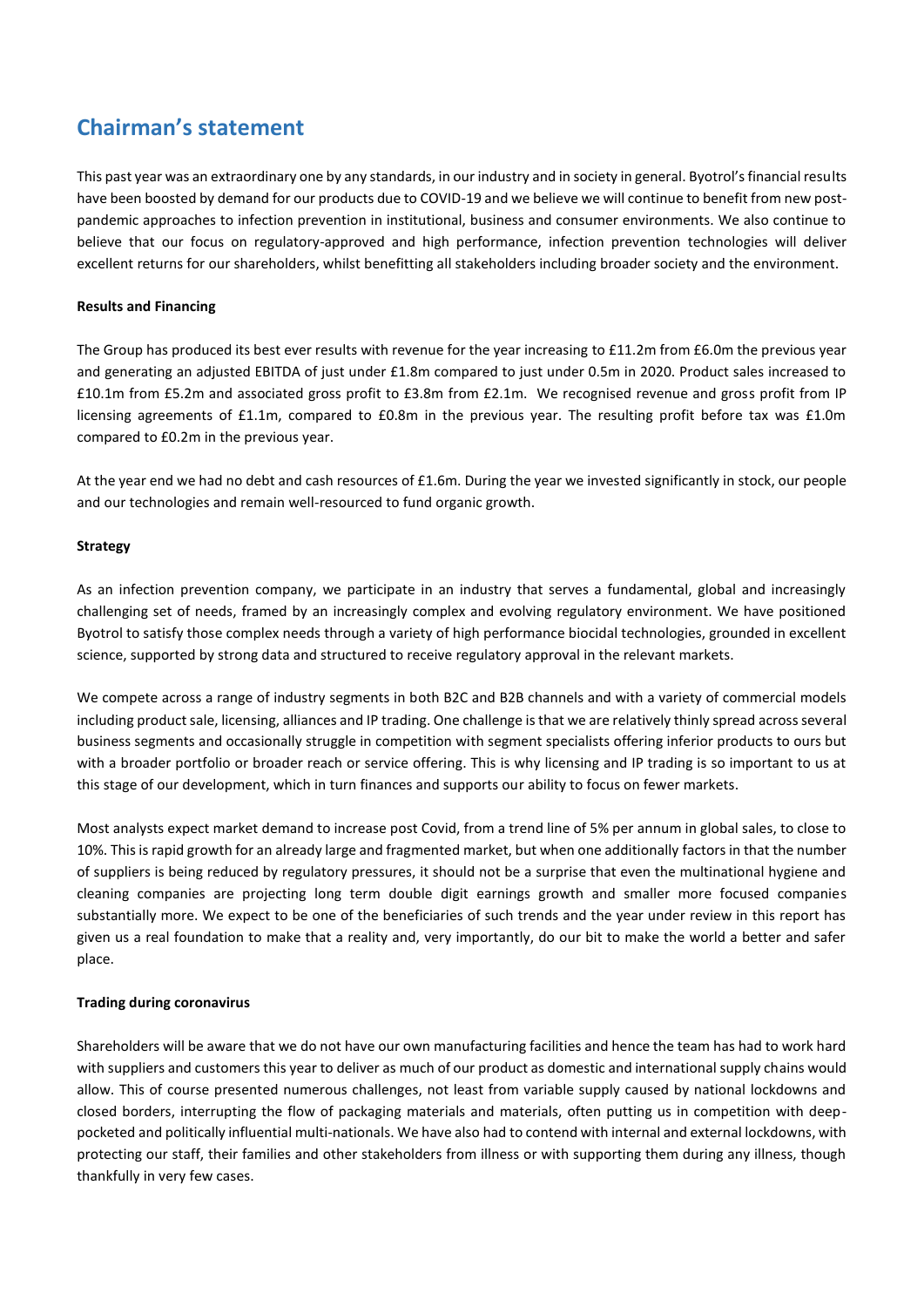# Chairman's statement

This past year was an extraordinary one by any standards, in our industry and in society in general. Byotrol's financial results have been boosted by demand for our products due to COVID-19 and we believe we will continue to benefit from new post-pandemic approaches to infection prevention in institutional, business and consumer environments. We also continue to believe that our focus on regulatory-approved and high performance, infection prevention technologies will deliver excellent returns for our shareholders, whilst benefitting all stakeholders including broader society and the environment.

**Results and Financing**

The Group has produced its best ever results with revenue for the year increasing to £11.2m from £6.0m the previous year and generating an adjusted EBITDA of just under £1.8m compared to just under 0.5m in 2020. Product sales increased to £10.1m from £5.2m and associated gross profit to £3.8m from £2.1m. We recognised revenue and gross profit from IP licensing agreements of £1.1m, compared to £0.8m in the previous year. The resulting profit before tax was £1.0m compared to £0.2m in the previous year.

At the year end we had no debt and cash resources of £1.6m. During the year we invested significantly in stock, our people and our technologies and remain well-resourced to fund organic growth.

**Strategy**

As an infection prevention company, we participate in an industry that serves a fundamental, global and increasingly challenging set of needs, framed by an increasingly complex and evolving regulatory environment. We have positioned Byotrol to satisfy those complex needs through a variety of high performance biocidal technologies, grounded in excellent science, supported by strong data and structured to receive regulatory approval in the relevant markets.

We compete across a range of industry segments in both B2C and B2B channels and with a variety of commercial models including product sale, licensing, alliances and IP trading. One challenge is that we are relatively thinly spread across several business segments and occasionally struggle in competition with segment specialists offering inferior products to ours but with a broader portfolio or broader reach or service offering. This is why licensing and IP trading is so important to us at this stage of our development, which in turn finances and supports our ability to focus on fewer markets.

Most analysts expect market demand to increase post Covid, from a trend line of 5% per annum in global sales, to close to 10%. This is rapid growth for an already large and fragmented market, but when one additionally factors in that the number of suppliers is being reduced by regulatory pressures, it should not be a surprise that even the multinational hygiene and cleaning companies are projecting long term double digit earnings growth and smaller more focused companies substantially more. We expect to be one of the beneficiaries of such trends and the year under review in this report has given us a real foundation to make that a reality and, very importantly, do our bit to make the world a better and safer place.

**Trading during coronavirus**

Shareholders will be aware that we do not have our own manufacturing facilities and hence the team has had to work hard with suppliers and customers this year to deliver as much of our product as domestic and international supply chains would allow. This of course presented numerous challenges, not least from variable supply caused by national lockdowns and closed borders, interrupting the flow of packaging materials and materials, often putting us in competition with deep-pocketed and politically influential multi-nationals. We have also had to contend with internal and external lockdowns, with protecting our staff, their families and other stakeholders from illness or with supporting them during any illness, though thankfully in very few cases.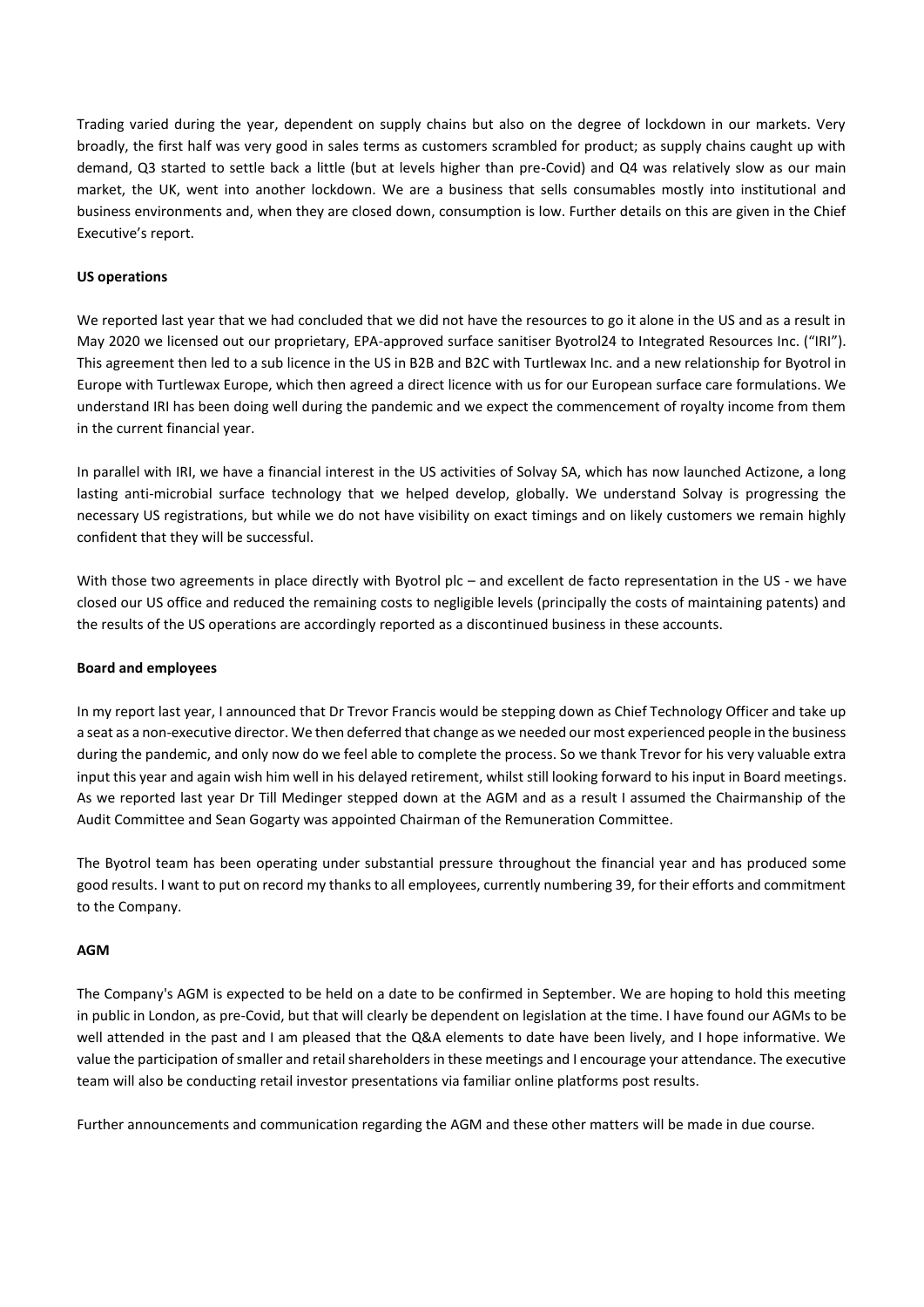Trading varied during the year, dependent on supply chains but also on the degree of lockdown in our markets. Very broadly, the first half was very good in sales terms as customers scrambled for product; as supply chains caught up with demand, Q3 started to settle back a little (but at levels higher than pre-Covid) and Q4 was relatively slow as our main market, the UK, went into another lockdown. We are a business that sells consumables mostly into institutional and business environments and, when they are closed down, consumption is low. Further details on this are given in the Chief Executive's report.

**US operations**

We reported last year that we had concluded that we did not have the resources to go it alone in the US and as a result in May 2020 we licensed out our proprietary, EPA-approved surface sanitiser Byotrol24 to Integrated Resources Inc. ("IRI"). This agreement then led to a sub licence in the US in B2B and B2C with Turtlewax Inc. and a new relationship for Byotrol in Europe with Turtlewax Europe, which then agreed a direct licence with us for our European surface care formulations. We understand IRI has been doing well during the pandemic and we expect the commencement of royalty income from them in the current financial year.

In parallel with IRI, we have a financial interest in the US activities of Solvay SA, which has now launched Actizone, a long lasting anti-microbial surface technology that we helped develop, globally. We understand Solvay is progressing the necessary US registrations, but while we do not have visibility on exact timings and on likely customers we remain highly confident that they will be successful.

With those two agreements in place directly with Byotrol plc – and excellent de facto representation in the US - we have closed our US office and reduced the remaining costs to negligible levels (principally the costs of maintaining patents) and the results of the US operations are accordingly reported as a discontinued business in these accounts.

**Board and employees**

In my report last year, I announced that Dr Trevor Francis would be stepping down as Chief Technology Officer and take up a seat as a non-executive director. We then deferred that change as we needed our most experienced people in the business during the pandemic, and only now do we feel able to complete the process. So we thank Trevor for his very valuable extra input this year and again wish him well in his delayed retirement, whilst still looking forward to his input in Board meetings. As we reported last year Dr Till Medinger stepped down at the AGM and as a result I assumed the Chairmanship of the Audit Committee and Sean Gogarty was appointed Chairman of the Remuneration Committee.

The Byotrol team has been operating under substantial pressure throughout the financial year and has produced some good results. I want to put on record my thanks to all employees, currently numbering 39, for their efforts and commitment to the Company.

**AGM**

The Company's AGM is expected to be held on a date to be confirmed in September. We are hoping to hold this meeting in public in London, as pre-Covid, but that will clearly be dependent on legislation at the time. I have found our AGMs to be well attended in the past and I am pleased that the Q&A elements to date have been lively, and I hope informative. We value the participation of smaller and retail shareholders in these meetings and I encourage your attendance. The executive team will also be conducting retail investor presentations via familiar online platforms post results.

Further announcements and communication regarding the AGM and these other matters will be made in due course.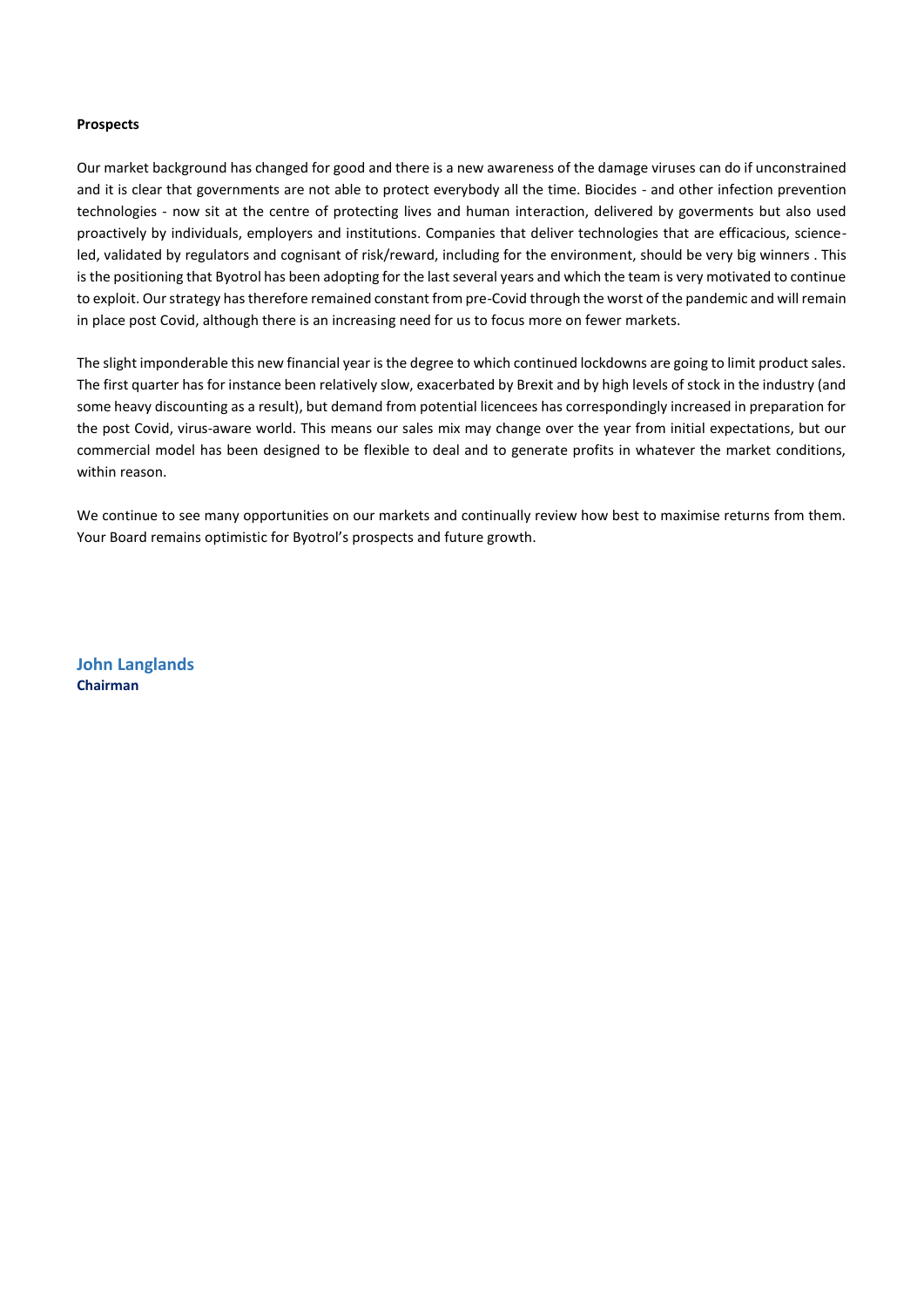**Prospects**

Our market background has changed for good and there is a new awareness of the damage viruses can do if unconstrained and it is clear that governments are not able to protect everybody all the time. Biocides - and other infection prevention technologies - now sit at the centre of protecting lives and human interaction, delivered by goverments but also used proactively by individuals, employers and institutions. Companies that deliver technologies that are efficacious, science-led, validated by regulators and cognisant of risk/reward, including for the environment, should be very big winners . This is the positioning that Byotrol has been adopting for the last several years and which the team is very motivated to continue to exploit. Our strategy has therefore remained constant from pre-Covid through the worst of the pandemic and will remain in place post Covid, although there is an increasing need for us to focus more on fewer markets.

The slight imponderable this new financial year is the degree to which continued lockdowns are going to limit product sales. The first quarter has for instance been relatively slow, exacerbated by Brexit and by high levels of stock in the industry (and some heavy discounting as a result), but demand from potential licencees has correspondingly increased in preparation for the post Covid, virus-aware world. This means our sales mix may change over the year from initial expectations, but our commercial model has been designed to be flexible to deal and to generate profits in whatever the market conditions, within reason.

We continue to see many opportunities on our markets and continually review how best to maximise returns from them. Your Board remains optimistic for Byotrol's prospects and future growth.

**John Langlands**
**Chairman**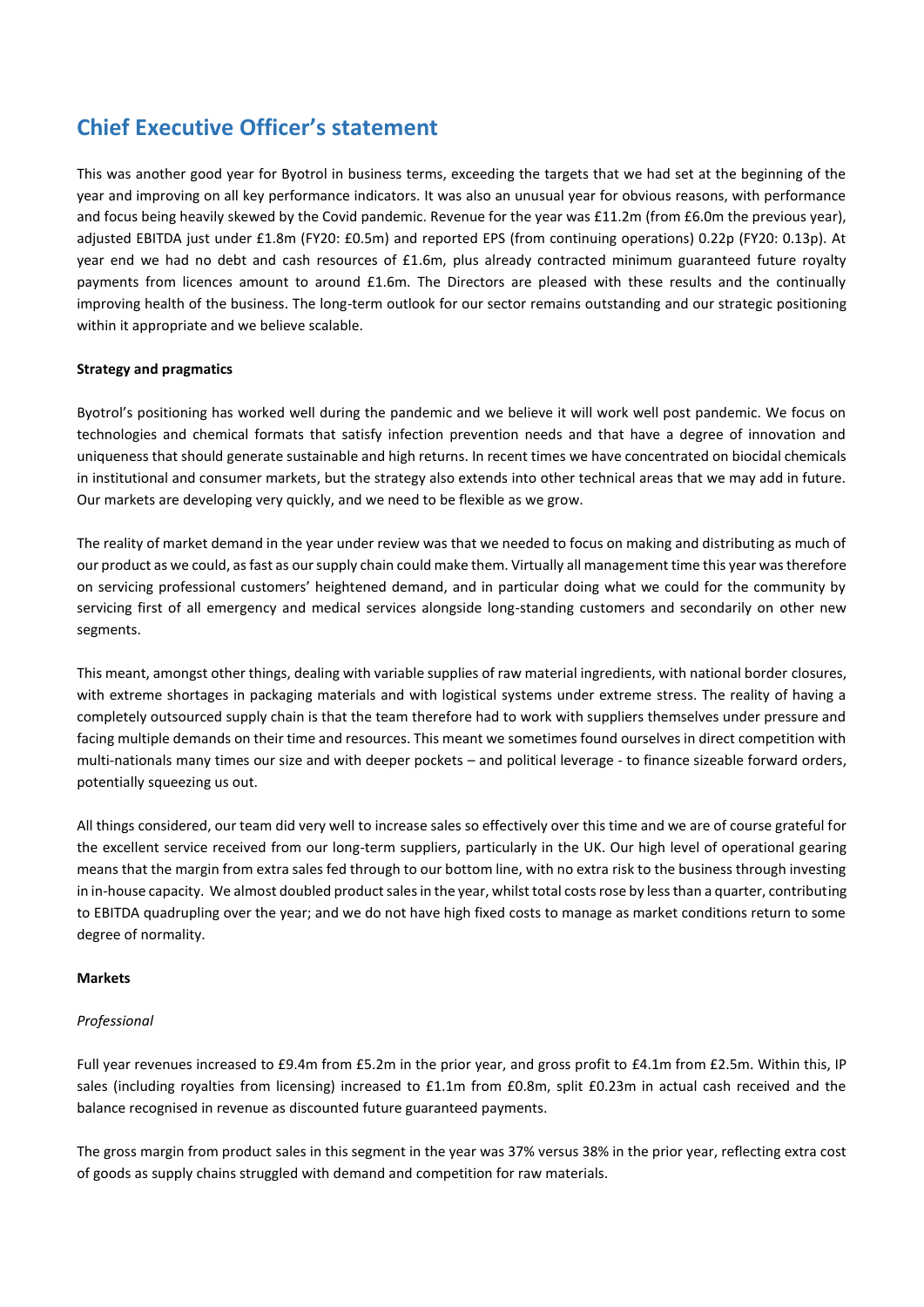# Chief Executive Officer's statement

This was another good year for Byotrol in business terms, exceeding the targets that we had set at the beginning of the year and improving on all key performance indicators. It was also an unusual year for obvious reasons, with performance and focus being heavily skewed by the Covid pandemic. Revenue for the year was £11.2m (from £6.0m the previous year), adjusted EBITDA just under £1.8m (FY20: £0.5m) and reported EPS (from continuing operations) 0.22p (FY20: 0.13p). At year end we had no debt and cash resources of £1.6m, plus already contracted minimum guaranteed future royalty payments from licences amount to around £1.6m. The Directors are pleased with these results and the continually improving health of the business. The long-term outlook for our sector remains outstanding and our strategic positioning within it appropriate and we believe scalable.

**Strategy and pragmatics**

Byotrol's positioning has worked well during the pandemic and we believe it will work well post pandemic. We focus on technologies and chemical formats that satisfy infection prevention needs and that have a degree of innovation and uniqueness that should generate sustainable and high returns. In recent times we have concentrated on biocidal chemicals in institutional and consumer markets, but the strategy also extends into other technical areas that we may add in future. Our markets are developing very quickly, and we need to be flexible as we grow.

The reality of market demand in the year under review was that we needed to focus on making and distributing as much of our product as we could, as fast as our supply chain could make them. Virtually all management time this year was therefore on servicing professional customers' heightened demand, and in particular doing what we could for the community by servicing first of all emergency and medical services alongside long-standing customers and secondarily on other new segments.

This meant, amongst other things, dealing with variable supplies of raw material ingredients, with national border closures, with extreme shortages in packaging materials and with logistical systems under extreme stress. The reality of having a completely outsourced supply chain is that the team therefore had to work with suppliers themselves under pressure and facing multiple demands on their time and resources. This meant we sometimes found ourselves in direct competition with multi-nationals many times our size and with deeper pockets – and political leverage - to finance sizeable forward orders, potentially squeezing us out.

All things considered, our team did very well to increase sales so effectively over this time and we are of course grateful for the excellent service received from our long-term suppliers, particularly in the UK. Our high level of operational gearing means that the margin from extra sales fed through to our bottom line, with no extra risk to the business through investing in in-house capacity. We almost doubled product sales in the year, whilst total costs rose by less than a quarter, contributing to EBITDA quadrupling over the year; and we do not have high fixed costs to manage as market conditions return to some degree of normality.

**Markets**

*Professional*

Full year revenues increased to £9.4m from £5.2m in the prior year, and gross profit to £4.1m from £2.5m. Within this, IP sales (including royalties from licensing) increased to £1.1m from £0.8m, split £0.23m in actual cash received and the balance recognised in revenue as discounted future guaranteed payments.

The gross margin from product sales in this segment in the year was 37% versus 38% in the prior year, reflecting extra cost of goods as supply chains struggled with demand and competition for raw materials.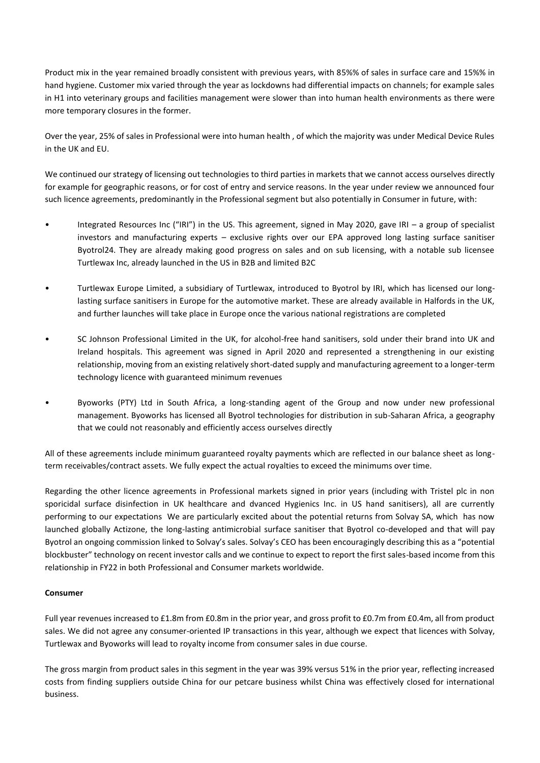Product mix in the year remained broadly consistent with previous years, with 85%% of sales in surface care and 15%% in hand hygiene. Customer mix varied through the year as lockdowns had differential impacts on channels; for example sales in H1 into veterinary groups and facilities management were slower than into human health environments as there were more temporary closures in the former.

Over the year, 25% of sales in Professional were into human health , of which the majority was under Medical Device Rules in the UK and EU.

We continued our strategy of licensing out technologies to third parties in markets that we cannot access ourselves directly for example for geographic reasons, or for cost of entry and service reasons. In the year under review we announced four such licence agreements, predominantly in the Professional segment but also potentially in Consumer in future, with:

- Integrated Resources Inc ("IRI") in the US. This agreement, signed in May 2020, gave IRI – a group of specialist investors and manufacturing experts – exclusive rights over our EPA approved long lasting surface sanitiser Byotrol24. They are already making good progress on sales and on sub licensing, with a notable sub licensee Turtlewax Inc, already launched in the US in B2B and limited B2C
- Turtlewax Europe Limited, a subsidiary of Turtlewax, introduced to Byotrol by IRI, which has licensed our long-lasting surface sanitisers in Europe for the automotive market. These are already available in Halfords in the UK, and further launches will take place in Europe once the various national registrations are completed
- SC Johnson Professional Limited in the UK, for alcohol-free hand sanitisers, sold under their brand into UK and Ireland hospitals. This agreement was signed in April 2020 and represented a strengthening in our existing relationship, moving from an existing relatively short-dated supply and manufacturing agreement to a longer-term technology licence with guaranteed minimum revenues
- Byoworks (PTY) Ltd in South Africa, a long-standing agent of the Group and now under new professional management. Byoworks has licensed all Byotrol technologies for distribution in sub-Saharan Africa, a geography that we could not reasonably and efficiently access ourselves directly

All of these agreements include minimum guaranteed royalty payments which are reflected in our balance sheet as long-term receivables/contract assets. We fully expect the actual royalties to exceed the minimums over time.

Regarding the other licence agreements in Professional markets signed in prior years (including with Tristel plc in non sporicidal surface disinfection in UK healthcare and dvanced Hygienics Inc. in US hand sanitisers), all are currently performing to our expectations We are particularly excited about the potential returns from Solvay SA, which has now launched globally Actizone, the long-lasting antimicrobial surface sanitiser that Byotrol co-developed and that will pay Byotrol an ongoing commission linked to Solvay's sales. Solvay's CEO has been encouragingly describing this as a "potential blockbuster" technology on recent investor calls and we continue to expect to report the first sales-based income from this relationship in FY22 in both Professional and Consumer markets worldwide.

**Consumer**

Full year revenues increased to £1.8m from £0.8m in the prior year, and gross profit to £0.7m from £0.4m, all from product sales. We did not agree any consumer-oriented IP transactions in this year, although we expect that licences with Solvay, Turtlewax and Byoworks will lead to royalty income from consumer sales in due course.

The gross margin from product sales in this segment in the year was 39% versus 51% in the prior year, reflecting increased costs from finding suppliers outside China for our petcare business whilst China was effectively closed for international business.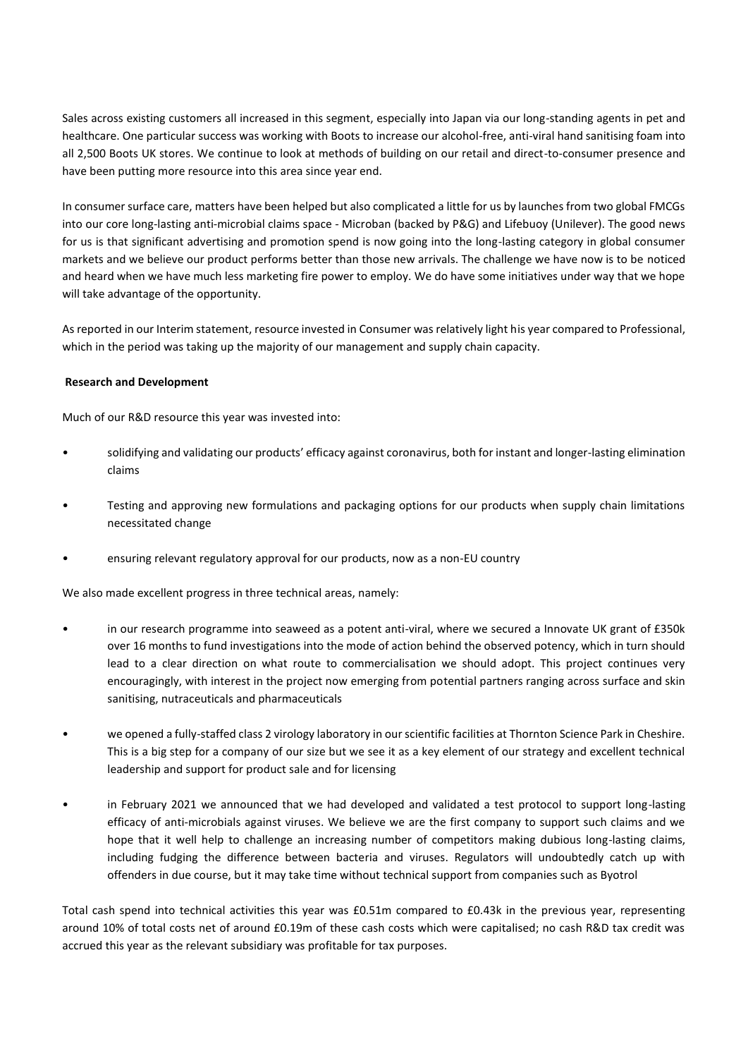Sales across existing customers all increased in this segment, especially into Japan via our long-standing agents in pet and healthcare. One particular success was working with Boots to increase our alcohol-free, anti-viral hand sanitising foam into all 2,500 Boots UK stores. We continue to look at methods of building on our retail and direct-to-consumer presence and have been putting more resource into this area since year end.

In consumer surface care, matters have been helped but also complicated a little for us by launches from two global FMCGs into our core long-lasting anti-microbial claims space - Microban (backed by P&G) and Lifebuoy (Unilever). The good news for us is that significant advertising and promotion spend is now going into the long-lasting category in global consumer markets and we believe our product performs better than those new arrivals. The challenge we have now is to be noticed and heard when we have much less marketing fire power to employ. We do have some initiatives under way that we hope will take advantage of the opportunity.

As reported in our Interim statement, resource invested in Consumer was relatively light his year compared to Professional, which in the period was taking up the majority of our management and supply chain capacity.

**Research and Development**

Much of our R&D resource this year was invested into:

- solidifying and validating our products' efficacy against coronavirus, both for instant and longer-lasting elimination claims
- Testing and approving new formulations and packaging options for our products when supply chain limitations necessitated change
- ensuring relevant regulatory approval for our products, now as a non-EU country

We also made excellent progress in three technical areas, namely:

- in our research programme into seaweed as a potent anti-viral, where we secured a Innovate UK grant of £350k over 16 months to fund investigations into the mode of action behind the observed potency, which in turn should lead to a clear direction on what route to commercialisation we should adopt. This project continues very encouragingly, with interest in the project now emerging from potential partners ranging across surface and skin sanitising, nutraceuticals and pharmaceuticals
- we opened a fully-staffed class 2 virology laboratory in our scientific facilities at Thornton Science Park in Cheshire. This is a big step for a company of our size but we see it as a key element of our strategy and excellent technical leadership and support for product sale and for licensing
- in February 2021 we announced that we had developed and validated a test protocol to support long-lasting efficacy of anti-microbials against viruses. We believe we are the first company to support such claims and we hope that it well help to challenge an increasing number of competitors making dubious long-lasting claims, including fudging the difference between bacteria and viruses. Regulators will undoubtedly catch up with offenders in due course, but it may take time without technical support from companies such as Byotrol

Total cash spend into technical activities this year was £0.51m compared to £0.43k in the previous year, representing around 10% of total costs net of around £0.19m of these cash costs which were capitalised; no cash R&D tax credit was accrued this year as the relevant subsidiary was profitable for tax purposes.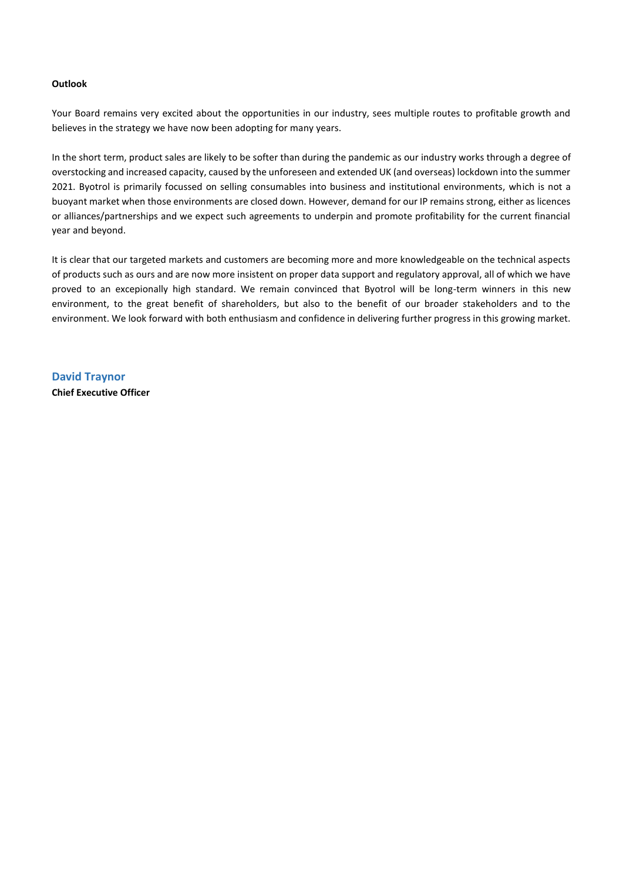**Outlook**

Your Board remains very excited about the opportunities in our industry, sees multiple routes to profitable growth and believes in the strategy we have now been adopting for many years.

In the short term, product sales are likely to be softer than during the pandemic as our industry works through a degree of overstocking and increased capacity, caused by the unforeseen and extended UK (and overseas) lockdown into the summer 2021. Byotrol is primarily focussed on selling consumables into business and institutional environments, which is not a buoyant market when those environments are closed down. However, demand for our IP remains strong, either as licences or alliances/partnerships and we expect such agreements to underpin and promote profitability for the current financial year and beyond.

It is clear that our targeted markets and customers are becoming more and more knowledgeable on the technical aspects of products such as ours and are now more insistent on proper data support and regulatory approval, all of which we have proved to an excepionally high standard. We remain convinced that Byotrol will be long-term winners in this new environment, to the great benefit of shareholders, but also to the benefit of our broader stakeholders and to the environment. We look forward with both enthusiasm and confidence in delivering further progress in this growing market.

**David Traynor**
**Chief Executive Officer**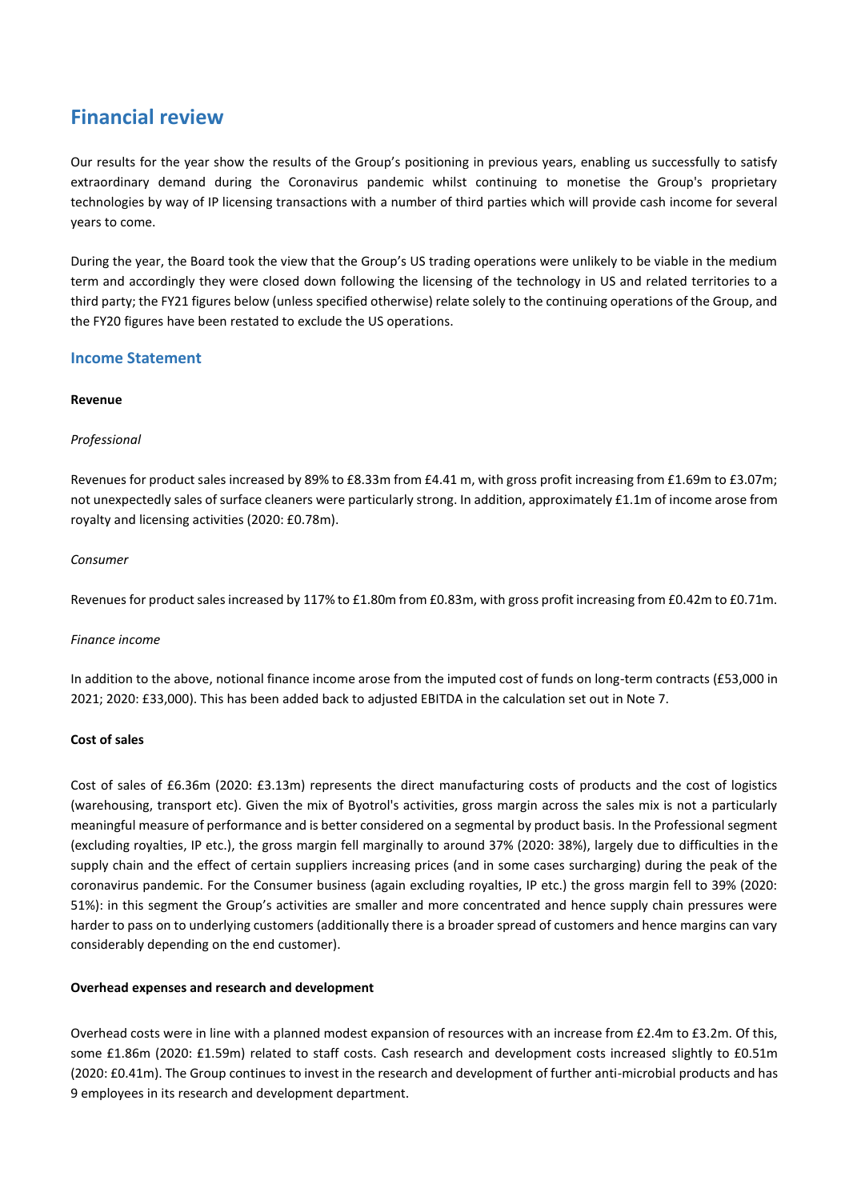# Financial review

Our results for the year show the results of the Group's positioning in previous years, enabling us successfully to satisfy extraordinary demand during the Coronavirus pandemic whilst continuing to monetise the Group's proprietary technologies by way of IP licensing transactions with a number of third parties which will provide cash income for several years to come.

During the year, the Board took the view that the Group's US trading operations were unlikely to be viable in the medium term and accordingly they were closed down following the licensing of the technology in US and related territories to a third party; the FY21 figures below (unless specified otherwise) relate solely to the continuing operations of the Group, and the FY20 figures have been restated to exclude the US operations.

## Income Statement

**Revenue**

*Professional*

Revenues for product sales increased by 89% to £8.33m from £4.41 m, with gross profit increasing from £1.69m to £3.07m; not unexpectedly sales of surface cleaners were particularly strong. In addition, approximately £1.1m of income arose from royalty and licensing activities (2020: £0.78m).

*Consumer*

Revenues for product sales increased by 117% to £1.80m from £0.83m, with gross profit increasing from £0.42m to £0.71m.

*Finance income*

In addition to the above, notional finance income arose from the imputed cost of funds on long-term contracts (£53,000 in 2021; 2020: £33,000). This has been added back to adjusted EBITDA in the calculation set out in Note 7.

**Cost of sales**

Cost of sales of £6.36m (2020: £3.13m) represents the direct manufacturing costs of products and the cost of logistics (warehousing, transport etc). Given the mix of Byotrol's activities, gross margin across the sales mix is not a particularly meaningful measure of performance and is better considered on a segmental by product basis. In the Professional segment (excluding royalties, IP etc.), the gross margin fell marginally to around 37% (2020: 38%), largely due to difficulties in the supply chain and the effect of certain suppliers increasing prices (and in some cases surcharging) during the peak of the coronavirus pandemic. For the Consumer business (again excluding royalties, IP etc.) the gross margin fell to 39% (2020: 51%): in this segment the Group's activities are smaller and more concentrated and hence supply chain pressures were harder to pass on to underlying customers (additionally there is a broader spread of customers and hence margins can vary considerably depending on the end customer).

**Overhead expenses and research and development**

Overhead costs were in line with a planned modest expansion of resources with an increase from £2.4m to £3.2m. Of this, some £1.86m (2020: £1.59m) related to staff costs. Cash research and development costs increased slightly to £0.51m (2020: £0.41m). The Group continues to invest in the research and development of further anti-microbial products and has 9 employees in its research and development department.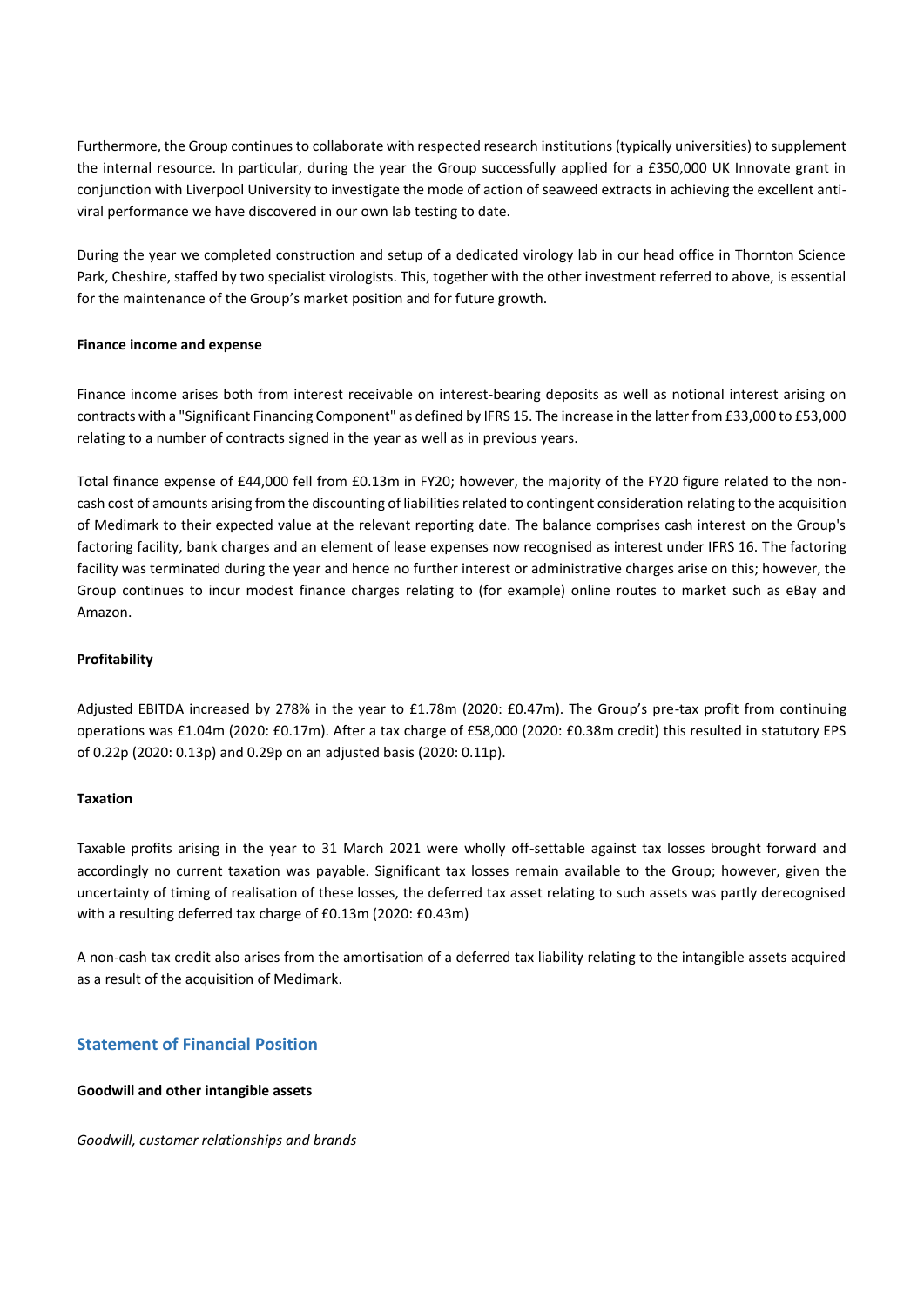Furthermore, the Group continues to collaborate with respected research institutions (typically universities) to supplement the internal resource. In particular, during the year the Group successfully applied for a £350,000 UK Innovate grant in conjunction with Liverpool University to investigate the mode of action of seaweed extracts in achieving the excellent anti-viral performance we have discovered in our own lab testing to date.

During the year we completed construction and setup of a dedicated virology lab in our head office in Thornton Science Park, Cheshire, staffed by two specialist virologists. This, together with the other investment referred to above, is essential for the maintenance of the Group's market position and for future growth.

**Finance income and expense**

Finance income arises both from interest receivable on interest-bearing deposits as well as notional interest arising on contracts with a "Significant Financing Component" as defined by IFRS 15. The increase in the latter from £33,000 to £53,000 relating to a number of contracts signed in the year as well as in previous years.

Total finance expense of £44,000 fell from £0.13m in FY20; however, the majority of the FY20 figure related to the non-cash cost of amounts arising from the discounting of liabilities related to contingent consideration relating to the acquisition of Medimark to their expected value at the relevant reporting date. The balance comprises cash interest on the Group's factoring facility, bank charges and an element of lease expenses now recognised as interest under IFRS 16. The factoring facility was terminated during the year and hence no further interest or administrative charges arise on this; however, the Group continues to incur modest finance charges relating to (for example) online routes to market such as eBay and Amazon.

**Profitability**

Adjusted EBITDA increased by 278% in the year to £1.78m (2020: £0.47m). The Group's pre-tax profit from continuing operations was £1.04m (2020: £0.17m). After a tax charge of £58,000 (2020: £0.38m credit) this resulted in statutory EPS of 0.22p (2020: 0.13p) and 0.29p on an adjusted basis (2020: 0.11p).

**Taxation**

Taxable profits arising in the year to 31 March 2021 were wholly off-settable against tax losses brought forward and accordingly no current taxation was payable. Significant tax losses remain available to the Group; however, given the uncertainty of timing of realisation of these losses, the deferred tax asset relating to such assets was partly derecognised with a resulting deferred tax charge of £0.13m (2020: £0.43m)

A non-cash tax credit also arises from the amortisation of a deferred tax liability relating to the intangible assets acquired as a result of the acquisition of Medimark.

## Statement of Financial Position

**Goodwill and other intangible assets**

*Goodwill, customer relationships and brands*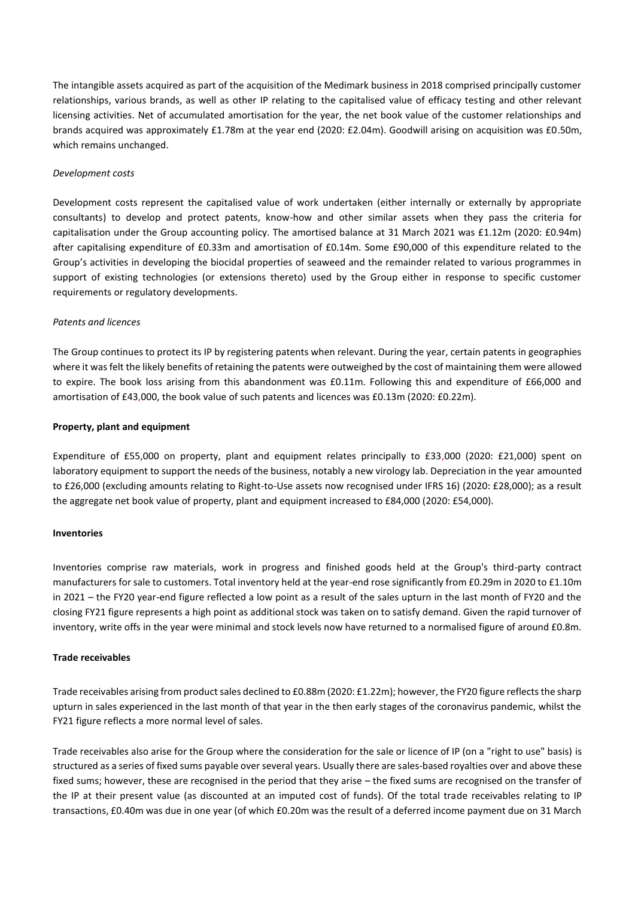The intangible assets acquired as part of the acquisition of the Medimark business in 2018 comprised principally customer relationships, various brands, as well as other IP relating to the capitalised value of efficacy testing and other relevant licensing activities. Net of accumulated amortisation for the year, the net book value of the customer relationships and brands acquired was approximately £1.78m at the year end (2020: £2.04m). Goodwill arising on acquisition was £0.50m, which remains unchanged.

*Development costs*

Development costs represent the capitalised value of work undertaken (either internally or externally by appropriate consultants) to develop and protect patents, know-how and other similar assets when they pass the criteria for capitalisation under the Group accounting policy. The amortised balance at 31 March 2021 was £1.12m (2020: £0.94m) after capitalising expenditure of £0.33m and amortisation of £0.14m. Some £90,000 of this expenditure related to the Group's activities in developing the biocidal properties of seaweed and the remainder related to various programmes in support of existing technologies (or extensions thereto) used by the Group either in response to specific customer requirements or regulatory developments.

*Patents and licences*

The Group continues to protect its IP by registering patents when relevant. During the year, certain patents in geographies where it was felt the likely benefits of retaining the patents were outweighed by the cost of maintaining them were allowed to expire. The book loss arising from this abandonment was £0.11m. Following this and expenditure of £66,000 and amortisation of £43,000, the book value of such patents and licences was £0.13m (2020: £0.22m).

**Property, plant and equipment**

Expenditure of £55,000 on property, plant and equipment relates principally to £33,000 (2020: £21,000) spent on laboratory equipment to support the needs of the business, notably a new virology lab. Depreciation in the year amounted to £26,000 (excluding amounts relating to Right-to-Use assets now recognised under IFRS 16) (2020: £28,000); as a result the aggregate net book value of property, plant and equipment increased to £84,000 (2020: £54,000).

**Inventories**

Inventories comprise raw materials, work in progress and finished goods held at the Group's third-party contract manufacturers for sale to customers. Total inventory held at the year-end rose significantly from £0.29m in 2020 to £1.10m in 2021 – the FY20 year-end figure reflected a low point as a result of the sales upturn in the last month of FY20 and the closing FY21 figure represents a high point as additional stock was taken on to satisfy demand. Given the rapid turnover of inventory, write offs in the year were minimal and stock levels now have returned to a normalised figure of around £0.8m.

**Trade receivables**

Trade receivables arising from product sales declined to £0.88m (2020: £1.22m); however, the FY20 figure reflects the sharp upturn in sales experienced in the last month of that year in the then early stages of the coronavirus pandemic, whilst the FY21 figure reflects a more normal level of sales.

Trade receivables also arise for the Group where the consideration for the sale or licence of IP (on a "right to use" basis) is structured as a series of fixed sums payable over several years. Usually there are sales-based royalties over and above these fixed sums; however, these are recognised in the period that they arise – the fixed sums are recognised on the transfer of the IP at their present value (as discounted at an imputed cost of funds). Of the total trade receivables relating to IP transactions, £0.40m was due in one year (of which £0.20m was the result of a deferred income payment due on 31 March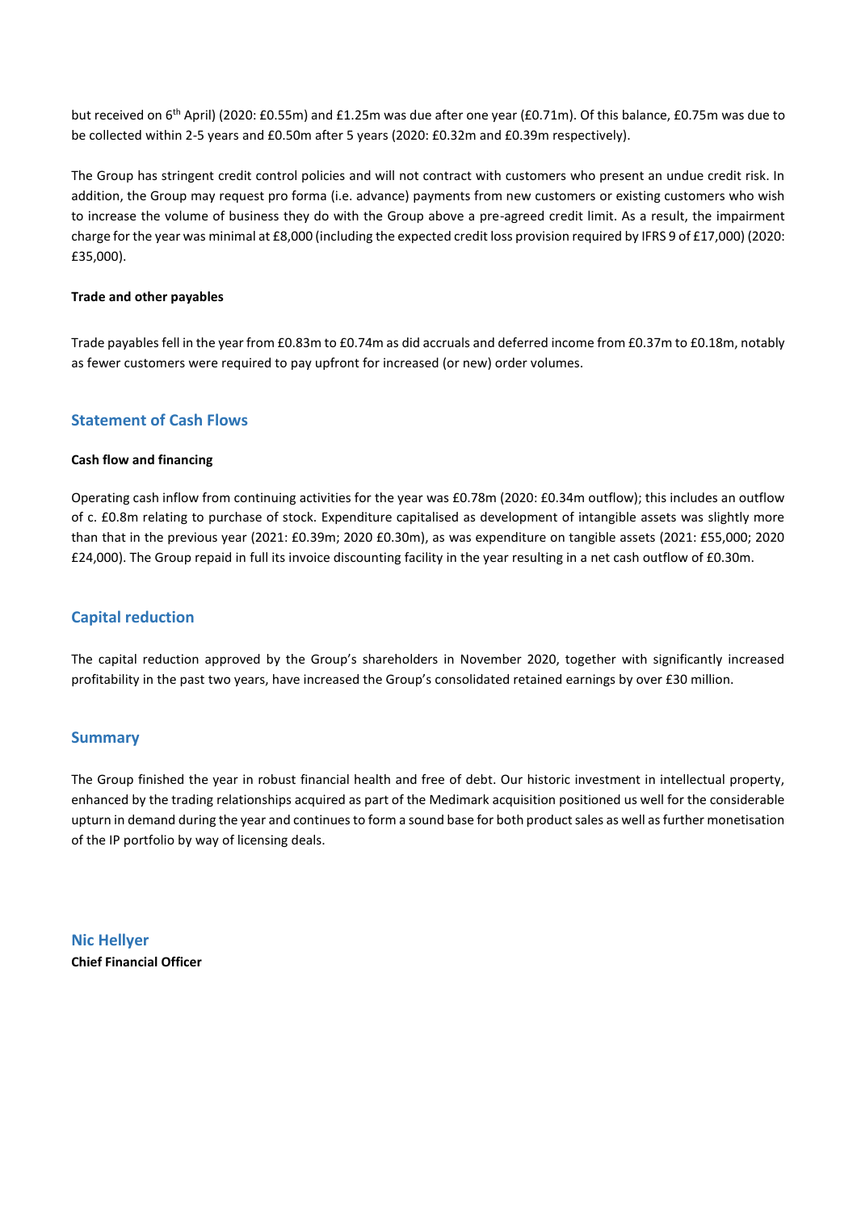but received on 6th April) (2020: £0.55m) and £1.25m was due after one year (£0.71m). Of this balance, £0.75m was due to be collected within 2-5 years and £0.50m after 5 years (2020: £0.32m and £0.39m respectively).

The Group has stringent credit control policies and will not contract with customers who present an undue credit risk. In addition, the Group may request pro forma (i.e. advance) payments from new customers or existing customers who wish to increase the volume of business they do with the Group above a pre-agreed credit limit. As a result, the impairment charge for the year was minimal at £8,000 (including the expected credit loss provision required by IFRS 9 of £17,000) (2020: £35,000).

**Trade and other payables**

Trade payables fell in the year from £0.83m to £0.74m as did accruals and deferred income from £0.37m to £0.18m, notably as fewer customers were required to pay upfront for increased (or new) order volumes.

## Statement of Cash Flows

**Cash flow and financing**

Operating cash inflow from continuing activities for the year was £0.78m (2020: £0.34m outflow); this includes an outflow of c. £0.8m relating to purchase of stock. Expenditure capitalised as development of intangible assets was slightly more than that in the previous year (2021: £0.39m; 2020 £0.30m), as was expenditure on tangible assets (2021: £55,000; 2020 £24,000). The Group repaid in full its invoice discounting facility in the year resulting in a net cash outflow of £0.30m.

## Capital reduction

The capital reduction approved by the Group's shareholders in November 2020, together with significantly increased profitability in the past two years, have increased the Group's consolidated retained earnings by over £30 million.

## Summary

The Group finished the year in robust financial health and free of debt. Our historic investment in intellectual property, enhanced by the trading relationships acquired as part of the Medimark acquisition positioned us well for the considerable upturn in demand during the year and continues to form a sound base for both product sales as well as further monetisation of the IP portfolio by way of licensing deals.

**Nic Hellyer**
**Chief Financial Officer**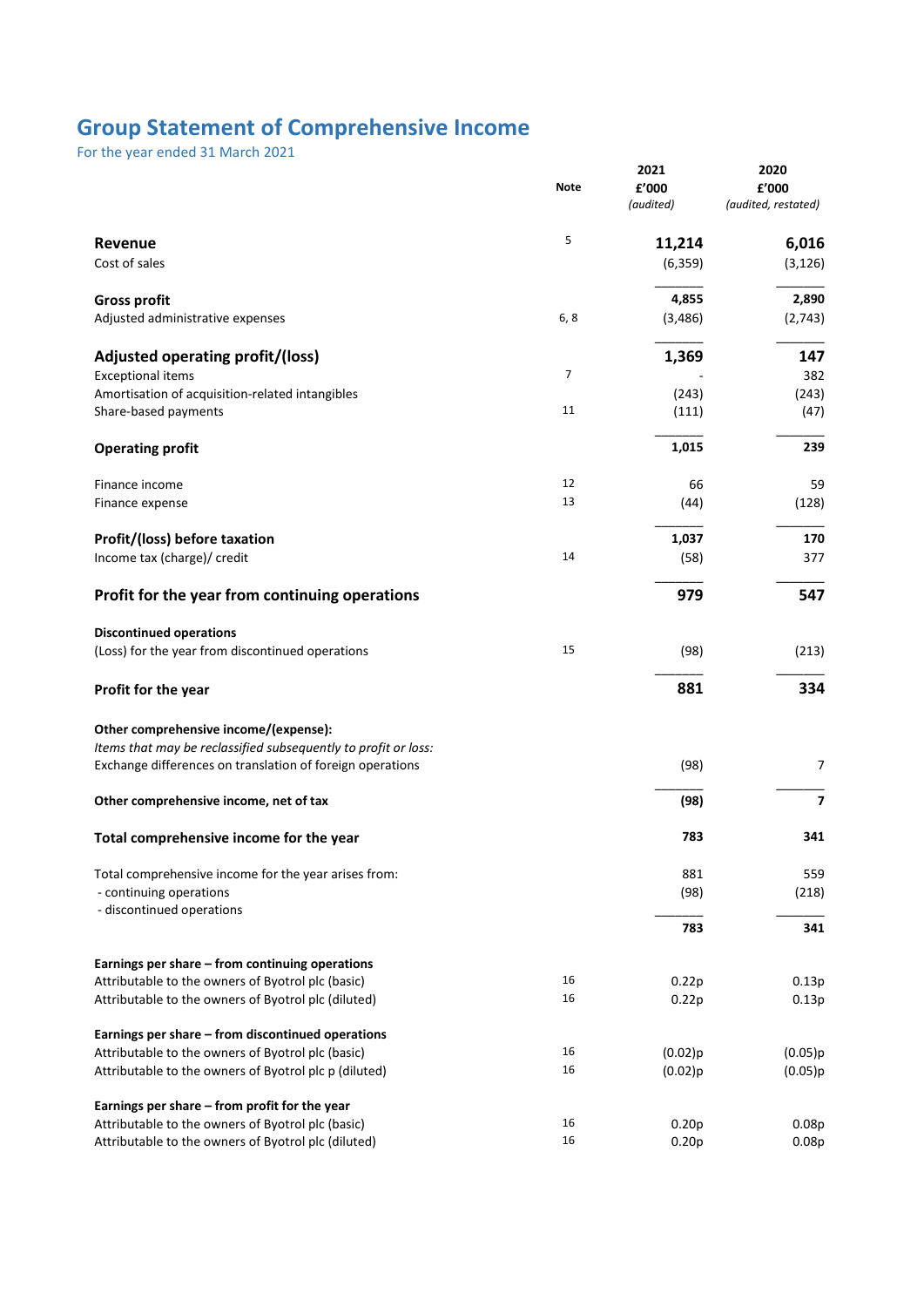# Group Statement of Comprehensive Income

For the year ended 31 March 2021

| | Note | 2021<br>£'000<br>*(audited)* | 2020<br>£'000<br>*(audited, restated)* |
|---|---|---|---|
| **Revenue** | 5 | **11,214** | **6,016** |
| Cost of sales | | (6,359) | (3,126) |
| **Gross profit** | | **4,855** | **2,890** |
| Adjusted administrative expenses | 6, 8 | (3,486) | (2,743) |
| **Adjusted operating profit/(loss)** | | **1,369** | **147** |
| Exceptional items | 7 | - | 382 |
| Amortisation of acquisition-related intangibles | | (243) | (243) |
| Share-based payments | 11 | (111) | (47) |
| **Operating profit** | | **1,015** | **239** |
| Finance income | 12 | 66 | 59 |
| Finance expense | 13 | (44) | (128) |
| **Profit/(loss) before taxation** | | **1,037** | **170** |
| Income tax (charge)/ credit | 14 | (58) | 377 |
| **Profit for the year from continuing operations** | | **979** | **547** |
| **Discontinued operations** | | | |
| (Loss) for the year from discontinued operations | 15 | (98) | (213) |
| **Profit for the year** | | **881** | **334** |
| **Other comprehensive income/(expense):** | | | |
| *Items that may be reclassified subsequently to profit or loss:* | | | |
| Exchange differences on translation of foreign operations | | (98) | 7 |
| **Other comprehensive income, net of tax** | | **(98)** | **7** |
| **Total comprehensive income for the year** | | **783** | **341** |
| Total comprehensive income for the year arises from: | | | |
| - continuing operations | | 881 | 559 |
| - discontinued operations | | (98) | (218) |
| | | **783** | **341** |
| **Earnings per share – from continuing operations** | | | |
| Attributable to the owners of Byotrol plc (basic) | 16 | 0.22p | 0.13p |
| Attributable to the owners of Byotrol plc (diluted) | 16 | 0.22p | 0.13p |
| **Earnings per share – from discontinued operations** | | | |
| Attributable to the owners of Byotrol plc (basic) | 16 | (0.02)p | (0.05)p |
| Attributable to the owners of Byotrol plc p (diluted) | 16 | (0.02)p | (0.05)p |
| **Earnings per share – from profit for the year** | | | |
| Attributable to the owners of Byotrol plc (basic) | 16 | 0.20p | 0.08p |
| Attributable to the owners of Byotrol plc (diluted) | 16 | 0.20p | 0.08p |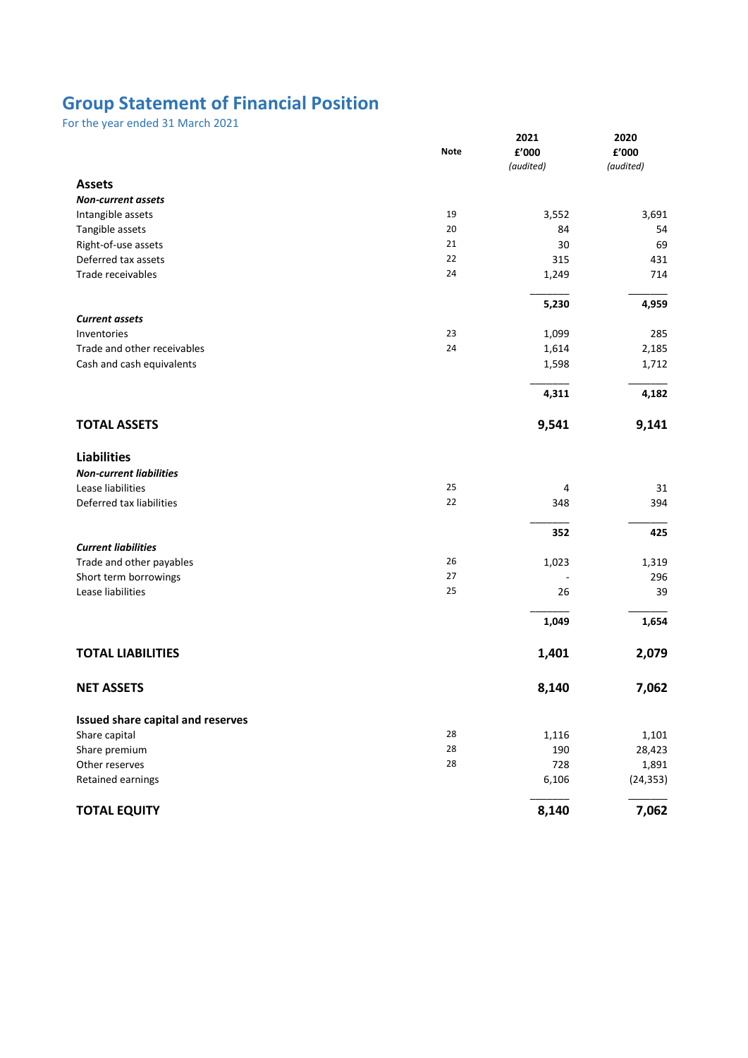# Group Statement of Financial Position

For the year ended 31 March 2021

| | Note | 2021<br>£'000<br>*(audited)* | 2020<br>£'000<br>*(audited)* |
|---|---|---|---|
| **Assets** | | | |
| ***Non-current assets*** | | | |
| Intangible assets | 19 | 3,552 | 3,691 |
| Tangible assets | 20 | 84 | 54 |
| Right-of-use assets | 21 | 30 | 69 |
| Deferred tax assets | 22 | 315 | 431 |
| Trade receivables | 24 | 1,249 | 714 |
| | | **5,230** | **4,959** |
| ***Current assets*** | | | |
| Inventories | 23 | 1,099 | 285 |
| Trade and other receivables | 24 | 1,614 | 2,185 |
| Cash and cash equivalents | | 1,598 | 1,712 |
| | | **4,311** | **4,182** |
| **TOTAL ASSETS** | | **9,541** | **9,141** |
| **Liabilities** | | | |
| ***Non-current liabilities*** | | | |
| Lease liabilities | 25 | 4 | 31 |
| Deferred tax liabilities | 22 | 348 | 394 |
| | | **352** | **425** |
| ***Current liabilities*** | | | |
| Trade and other payables | 26 | 1,023 | 1,319 |
| Short term borrowings | 27 | - | 296 |
| Lease liabilities | 25 | 26 | 39 |
| | | **1,049** | **1,654** |
| **TOTAL LIABILITIES** | | **1,401** | **2,079** |
| **NET ASSETS** | | **8,140** | **7,062** |
| **Issued share capital and reserves** | | | |
| Share capital | 28 | 1,116 | 1,101 |
| Share premium | 28 | 190 | 28,423 |
| Other reserves | 28 | 728 | 1,891 |
| Retained earnings | | 6,106 | (24,353) |
| **TOTAL EQUITY** | | **8,140** | **7,062** |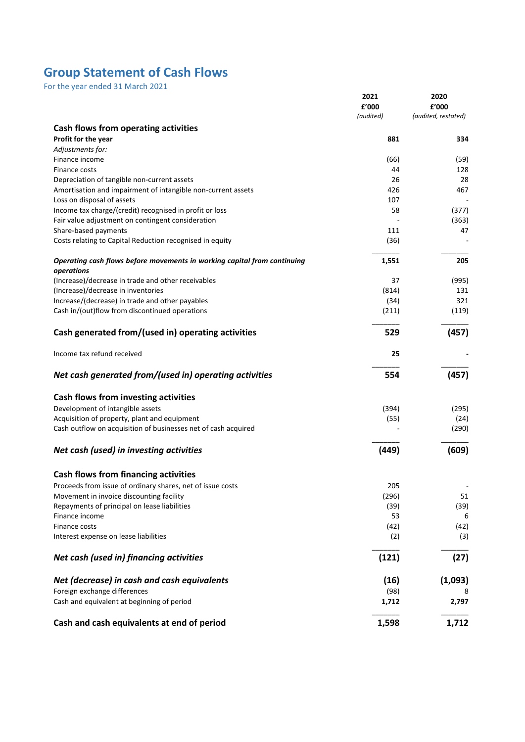# Group Statement of Cash Flows

For the year ended 31 March 2021

| | 2021<br>£'000<br>*(audited)* | 2020<br>£'000<br>*(audited, restated)* |
|---|---|---|
| **Cash flows from operating activities** | | |
| **Profit for the year** | **881** | **334** |
| *Adjustments for:* | | |
| Finance income | (66) | (59) |
| Finance costs | 44 | 128 |
| Depreciation of tangible non-current assets | 26 | 28 |
| Amortisation and impairment of intangible non-current assets | 426 | 467 |
| Loss on disposal of assets | 107 | - |
| Income tax charge/(credit) recognised in profit or loss | 58 | (377) |
| Fair value adjustment on contingent consideration | - | (363) |
| Share-based payments | 111 | 47 |
| Costs relating to Capital Reduction recognised in equity | (36) | - |
| ***Operating cash flows before movements in working capital from continuing operations*** | **1,551** | **205** |
| (Increase)/decrease in trade and other receivables | 37 | (995) |
| (Increase)/decrease in inventories | (814) | 131 |
| Increase/(decrease) in trade and other payables | (34) | 321 |
| Cash in/(out)flow from discontinued operations | (211) | (119) |
| **Cash generated from/(used in) operating activities** | **529** | **(457)** |
| Income tax refund received | **25** | **-** |
| ***Net cash generated from/(used in) operating activities*** | **554** | **(457)** |
| **Cash flows from investing activities** | | |
| Development of intangible assets | (394) | (295) |
| Acquisition of property, plant and equipment | (55) | (24) |
| Cash outflow on acquisition of businesses net of cash acquired | - | (290) |
| ***Net cash (used) in investing activities*** | **(449)** | **(609)** |
| **Cash flows from financing activities** | | |
| Proceeds from issue of ordinary shares, net of issue costs | 205 | - |
| Movement in invoice discounting facility | (296) | 51 |
| Repayments of principal on lease liabilities | (39) | (39) |
| Finance income | 53 | 6 |
| Finance costs | (42) | (42) |
| Interest expense on lease liabilities | (2) | (3) |
| ***Net cash (used in) financing activities*** | **(121)** | **(27)** |
| ***Net (decrease) in cash and cash equivalents*** | **(16)** | **(1,093)** |
| Foreign exchange differences | (98) | 8 |
| Cash and equivalent at beginning of period | **1,712** | **2,797** |
| **Cash and cash equivalents at end of period** | **1,598** | **1,712** |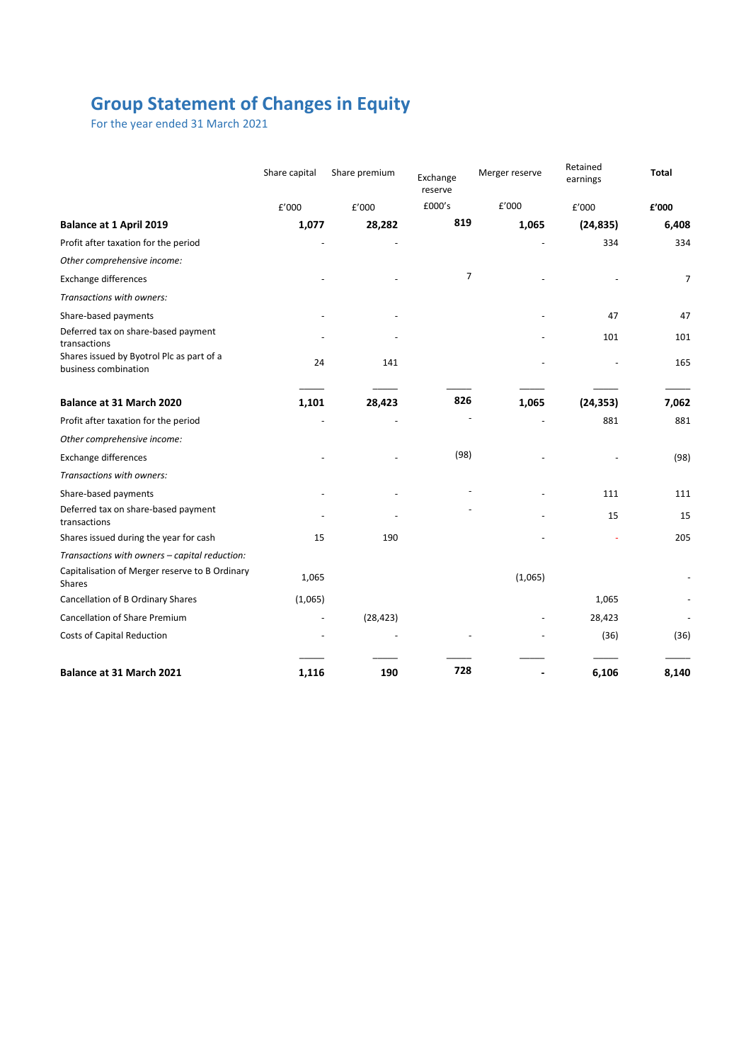# Group Statement of Changes in Equity

For the year ended 31 March 2021

| | Share capital | Share premium | Exchange reserve | Merger reserve | Retained earnings | **Total** |
|---|---|---|---|---|---|---|
| | £'000 | £'000 | £000's | £'000 | £'000 | **£'000** |
| **Balance at 1 April 2019** | **1,077** | **28,282** | **819** | **1,065** | **(24,835)** | **6,408** |
| Profit after taxation for the period | - | - | | - | 334 | 334 |
| *Other comprehensive income:* | | | | | | |
| Exchange differences | - | - | 7 | - | - | 7 |
| *Transactions with owners:* | | | | | | |
| Share-based payments | - | - | | - | 47 | 47 |
| Deferred tax on share-based payment transactions | - | - | | - | 101 | 101 |
| Shares issued by Byotrol Plc as part of a business combination | 24 | 141 | | - | - | 165 |
| **Balance at 31 March 2020** | **1,101** | **28,423** | **826** | **1,065** | **(24,353)** | **7,062** |
| Profit after taxation for the period | - | - | - | - | 881 | 881 |
| *Other comprehensive income:* | | | | | | |
| Exchange differences | - | - | (98) | - | - | (98) |
| *Transactions with owners:* | | | | | | |
| Share-based payments | - | - | - | - | 111 | 111 |
| Deferred tax on share-based payment transactions | - | - | - | - | 15 | 15 |
| Shares issued during the year for cash | 15 | 190 | | - | - | 205 |
| *Transactions with owners – capital reduction:* | | | | | | |
| Capitalisation of Merger reserve to B Ordinary Shares | 1,065 | | | (1,065) | | - |
| Cancellation of B Ordinary Shares | (1,065) | | | | 1,065 | - |
| Cancellation of Share Premium | - | (28,423) | | - | 28,423 | - |
| Costs of Capital Reduction | - | - | - | - | (36) | (36) |
| **Balance at 31 March 2021** | **1,116** | **190** | **728** | **-** | **6,106** | **8,140** |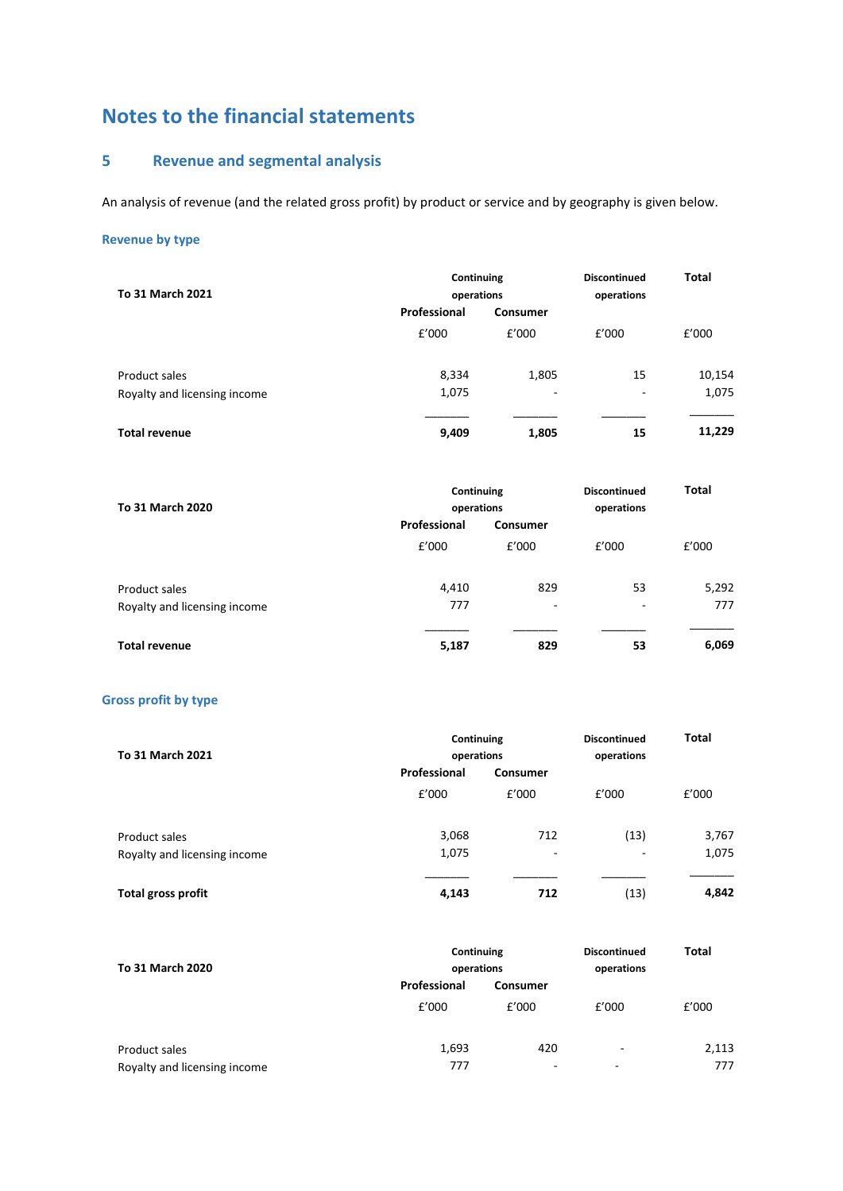# Notes to the financial statements

## 5 Revenue and segmental analysis

An analysis of revenue (and the related gross profit) by product or service and by geography is given below.

### Revenue by type

| To 31 March 2021 | Continuing operations | | Discontinued operations | Total |
|---|---|---|---|---|
| | Professional | Consumer | | |
| | £'000 | £'000 | £'000 | £'000 |
| Product sales | 8,334 | 1,805 | 15 | 10,154 |
| Royalty and licensing income | 1,075 | - | - | 1,075 |
| **Total revenue** | **9,409** | **1,805** | **15** | **11,229** |

| To 31 March 2020 | Continuing operations | | Discontinued operations | Total |
|---|---|---|---|---|
| | Professional | Consumer | | |
| | £'000 | £'000 | £'000 | £'000 |
| Product sales | 4,410 | 829 | 53 | 5,292 |
| Royalty and licensing income | 777 | - | - | 777 |
| **Total revenue** | **5,187** | **829** | **53** | **6,069** |

### Gross profit by type

| To 31 March 2021 | Continuing operations | | Discontinued operations | Total |
|---|---|---|---|---|
| | Professional | Consumer | | |
| | £'000 | £'000 | £'000 | £'000 |
| Product sales | 3,068 | 712 | (13) | 3,767 |
| Royalty and licensing income | 1,075 | - | - | 1,075 |
| **Total gross profit** | **4,143** | **712** | (13) | **4,842** |

| To 31 March 2020 | Continuing operations | | Discontinued operations | Total |
|---|---|---|---|---|
| | Professional | Consumer | | |
| | £'000 | £'000 | £'000 | £'000 |
| Product sales | 1,693 | 420 | - | 2,113 |
| Royalty and licensing income | 777 | - | - | 777 |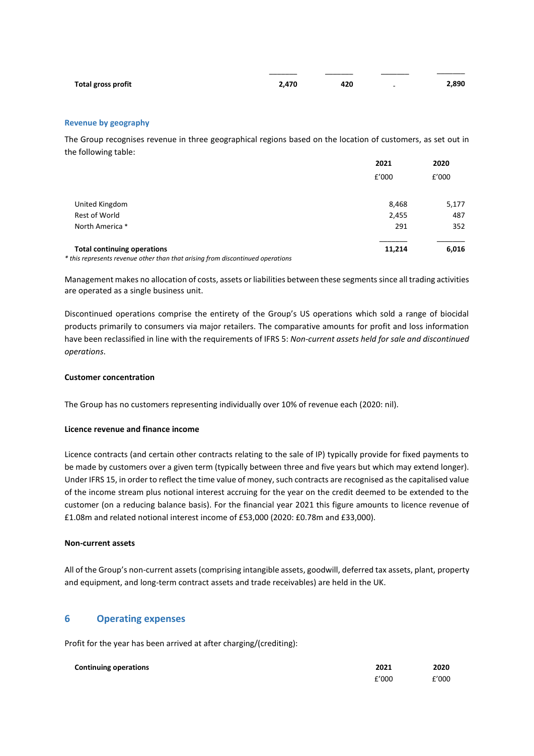| | | | | |
|---|---|---|---|---|
| **Total gross profit** | **2,470** | **420** | - | **2,890** |

### Revenue by geography

The Group recognises revenue in three geographical regions based on the location of customers, as set out in the following table:

| | 2021 | 2020 |
|---|---|---|
| | £'000 | £'000 |
| United Kingdom | 8,468 | 5,177 |
| Rest of World | 2,455 | 487 |
| North America * | 291 | 352 |
| **Total continuing operations** | **11,214** | **6,016** |

*\* this represents revenue other than that arising from discontinued operations*

Management makes no allocation of costs, assets or liabilities between these segments since all trading activities are operated as a single business unit.

Discontinued operations comprise the entirety of the Group's US operations which sold a range of biocidal products primarily to consumers via major retailers. The comparative amounts for profit and loss information have been reclassified in line with the requirements of IFRS 5: *Non-current assets held for sale and discontinued operations*.

**Customer concentration**

The Group has no customers representing individually over 10% of revenue each (2020: nil).

**Licence revenue and finance income**

Licence contracts (and certain other contracts relating to the sale of IP) typically provide for fixed payments to be made by customers over a given term (typically between three and five years but which may extend longer). Under IFRS 15, in order to reflect the time value of money, such contracts are recognised as the capitalised value of the income stream plus notional interest accruing for the year on the credit deemed to be extended to the customer (on a reducing balance basis). For the financial year 2021 this figure amounts to licence revenue of £1.08m and related notional interest income of £53,000 (2020: £0.78m and £33,000).

**Non-current assets**

All of the Group's non-current assets (comprising intangible assets, goodwill, deferred tax assets, plant, property and equipment, and long-term contract assets and trade receivables) are held in the UK.

## 6 Operating expenses

Profit for the year has been arrived at after charging/(crediting):

| Continuing operations | 2021 | 2020 |
|---|---|---|
| | £'000 | £'000 |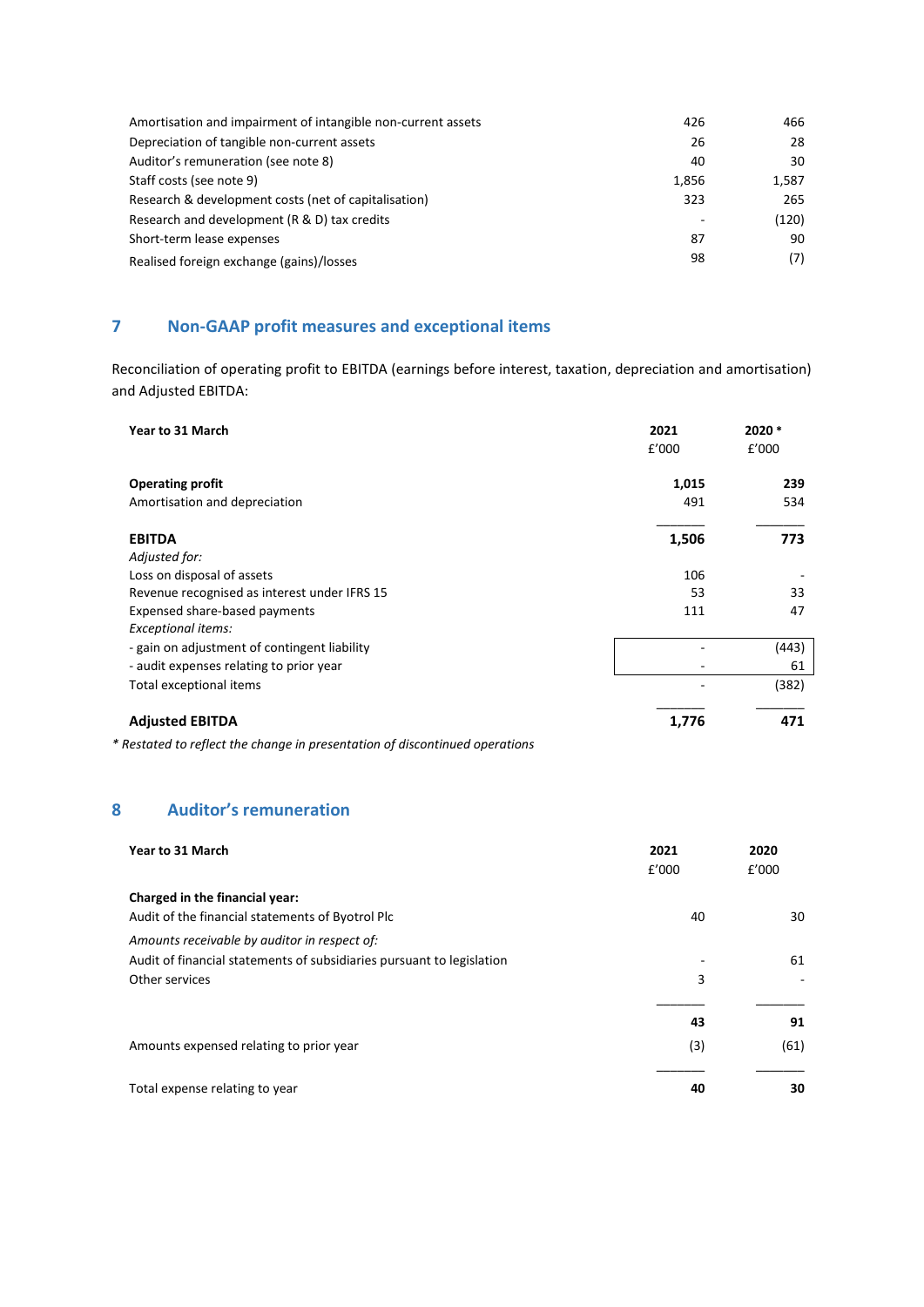| | | |
|---|---|---|
| Amortisation and impairment of intangible non-current assets | 426 | 466 |
| Depreciation of tangible non-current assets | 26 | 28 |
| Auditor's remuneration (see note 8) | 40 | 30 |
| Staff costs (see note 9) | 1,856 | 1,587 |
| Research & development costs (net of capitalisation) | 323 | 265 |
| Research and development (R & D) tax credits | - | (120) |
| Short-term lease expenses | 87 | 90 |
| Realised foreign exchange (gains)/losses | 98 | (7) |

## 7 Non-GAAP profit measures and exceptional items

Reconciliation of operating profit to EBITDA (earnings before interest, taxation, depreciation and amortisation) and Adjusted EBITDA:

| Year to 31 March | 2021<br>£'000 | 2020 *<br>£'000 |
|---|---|---|
| **Operating profit** | **1,015** | **239** |
| Amortisation and depreciation | 491 | 534 |
| **EBITDA** | **1,506** | **773** |
| *Adjusted for:* | | |
| Loss on disposal of assets | 106 | - |
| Revenue recognised as interest under IFRS 15 | 53 | 33 |
| Expensed share-based payments | 111 | 47 |
| *Exceptional items:* | | |
| - gain on adjustment of contingent liability | - | (443) |
| - audit expenses relating to prior year | - | 61 |
| Total exceptional items | - | (382) |
| **Adjusted EBITDA** | **1,776** | **471** |

*\* Restated to reflect the change in presentation of discontinued operations*

## 8 Auditor's remuneration

| Year to 31 March | 2021<br>£'000 | 2020<br>£'000 |
|---|---|---|
| **Charged in the financial year:** | | |
| Audit of the financial statements of Byotrol Plc | 40 | 30 |
| *Amounts receivable by auditor in respect of:* | | |
| Audit of financial statements of subsidiaries pursuant to legislation | - | 61 |
| Other services | 3 | - |
| | **43** | **91** |
| Amounts expensed relating to prior year | (3) | (61) |
| Total expense relating to year | **40** | **30** |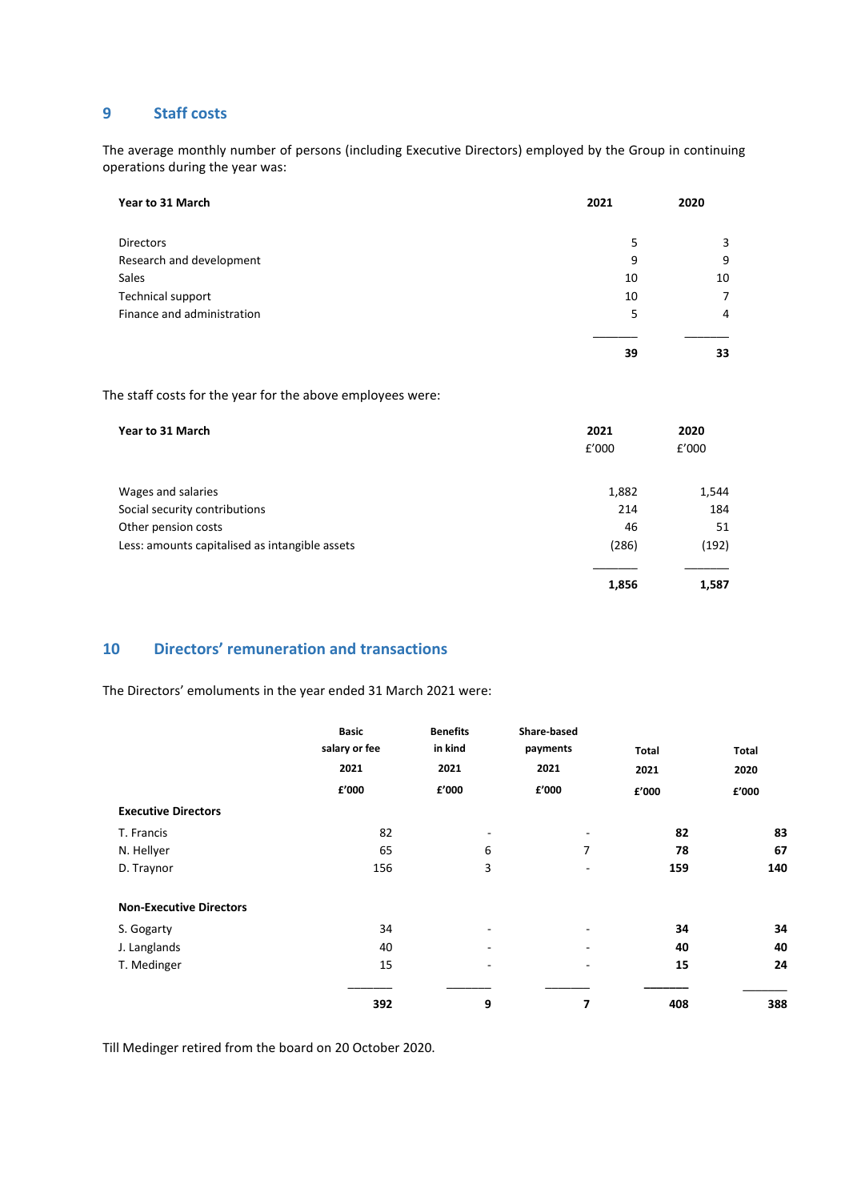## 9 Staff costs

The average monthly number of persons (including Executive Directors) employed by the Group in continuing operations during the year was:

| Year to 31 March | 2021 | 2020 |
|---|---|---|
| Directors | 5 | 3 |
| Research and development | 9 | 9 |
| Sales | 10 | 10 |
| Technical support | 10 | 7 |
| Finance and administration | 5 | 4 |
| | **39** | **33** |

The staff costs for the year for the above employees were:

| Year to 31 March | 2021<br>£'000 | 2020<br>£'000 |
|---|---|---|
| Wages and salaries | 1,882 | 1,544 |
| Social security contributions | 214 | 184 |
| Other pension costs | 46 | 51 |
| Less: amounts capitalised as intangible assets | (286) | (192) |
| | **1,856** | **1,587** |

## 10 Directors' remuneration and transactions

The Directors' emoluments in the year ended 31 March 2021 were:

| | Basic salary or fee 2021 £'000 | Benefits in kind 2021 £'000 | Share-based payments 2021 £'000 | Total 2021 £'000 | Total 2020 £'000 |
|---|---|---|---|---|---|
| **Executive Directors** | | | | | |
| T. Francis | 82 | - | - | **82** | **83** |
| N. Hellyer | 65 | 6 | 7 | **78** | **67** |
| D. Traynor | 156 | 3 | - | **159** | **140** |
| **Non-Executive Directors** | | | | | |
| S. Gogarty | 34 | - | - | **34** | **34** |
| J. Langlands | 40 | - | - | **40** | **40** |
| T. Medinger | 15 | - | - | **15** | **24** |
| | **392** | **9** | **7** | **408** | **388** |

Till Medinger retired from the board on 20 October 2020.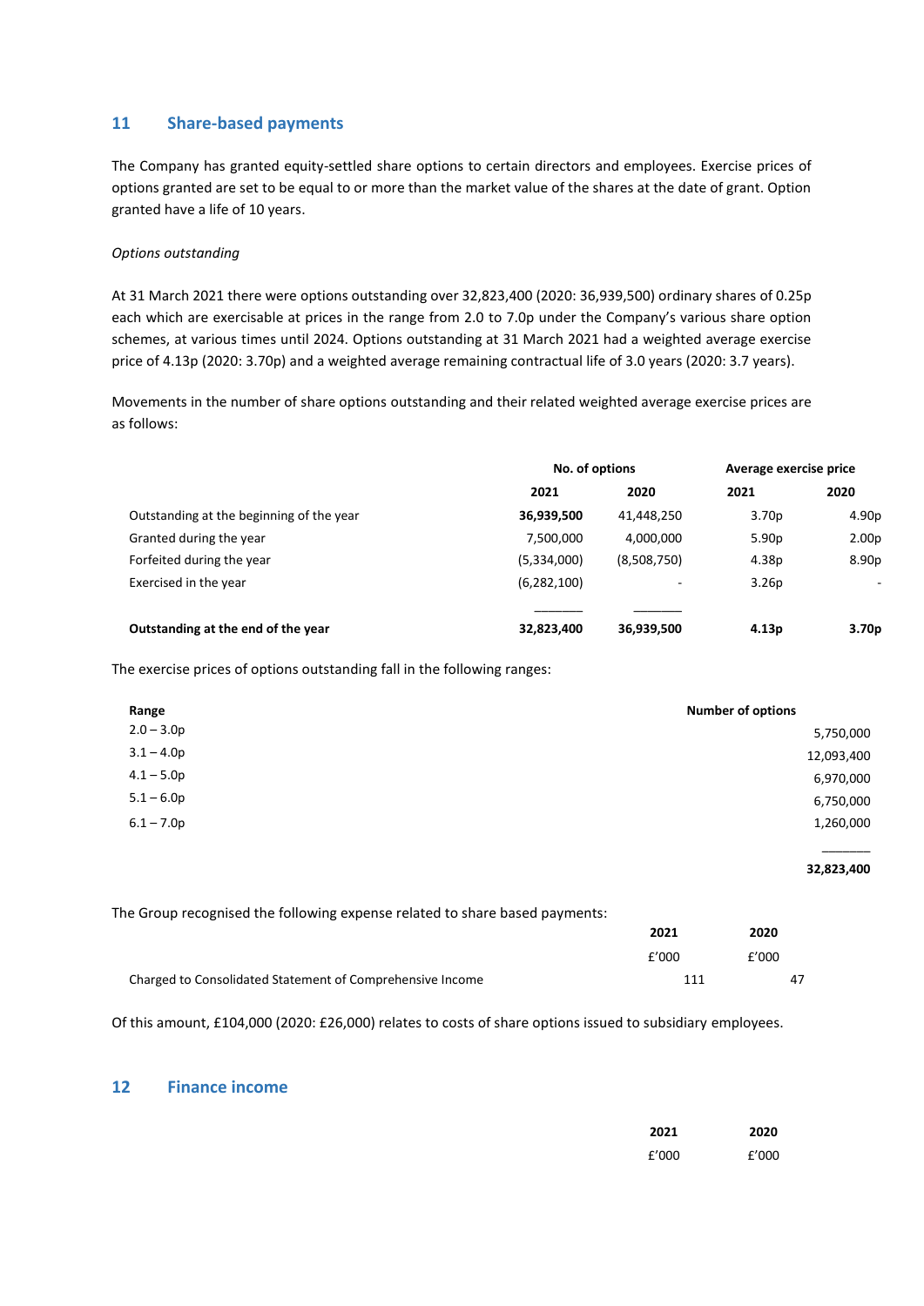## 11 Share-based payments

The Company has granted equity-settled share options to certain directors and employees. Exercise prices of options granted are set to be equal to or more than the market value of the shares at the date of grant. Option granted have a life of 10 years.

*Options outstanding*

At 31 March 2021 there were options outstanding over 32,823,400 (2020: 36,939,500) ordinary shares of 0.25p each which are exercisable at prices in the range from 2.0 to 7.0p under the Company's various share option schemes, at various times until 2024. Options outstanding at 31 March 2021 had a weighted average exercise price of 4.13p (2020: 3.70p) and a weighted average remaining contractual life of 3.0 years (2020: 3.7 years).

Movements in the number of share options outstanding and their related weighted average exercise prices are as follows:

| | No. of options | | Average exercise price | |
|---|---|---|---|---|
| | **2021** | **2020** | **2021** | **2020** |
| Outstanding at the beginning of the year | **36,939,500** | 41,448,250 | 3.70p | 4.90p |
| Granted during the year | 7,500,000 | 4,000,000 | 5.90p | 2.00p |
| Forfeited during the year | (5,334,000) | (8,508,750) | 4.38p | 8.90p |
| Exercised in the year | (6,282,100) | - | 3.26p | - |
| **Outstanding at the end of the year** | **32,823,400** | **36,939,500** | **4.13p** | **3.70p** |

The exercise prices of options outstanding fall in the following ranges:

| Range | Number of options |
|---|---|
| 2.0 – 3.0p | 5,750,000 |
| 3.1 – 4.0p | 12,093,400 |
| 4.1 – 5.0p | 6,970,000 |
| 5.1 – 6.0p | 6,750,000 |
| 6.1 – 7.0p | 1,260,000 |
| | **32,823,400** |

The Group recognised the following expense related to share based payments:

| | 2021 | 2020 |
|---|---|---|
| | £'000 | £'000 |
| Charged to Consolidated Statement of Comprehensive Income | 111 | 47 |

Of this amount, £104,000 (2020: £26,000) relates to costs of share options issued to subsidiary employees.

## 12 Finance income

| | 2021 | 2020 |
|---|---|---|
| | £'000 | £'000 |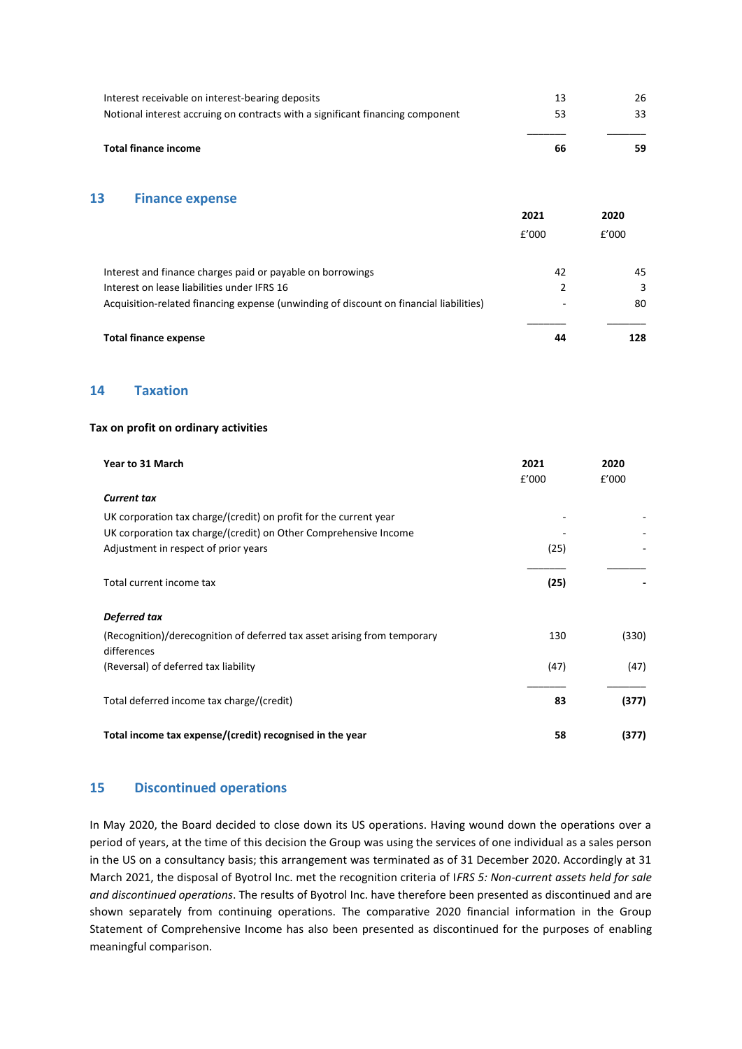| | | |
|---|---|---|
| Interest receivable on interest-bearing deposits | 13 | 26 |
| Notional interest accruing on contracts with a significant financing component | 53 | 33 |
| **Total finance income** | **66** | **59** |

## 13 Finance expense

| | 2021 £'000 | 2020 £'000 |
|---|---|---|
| Interest and finance charges paid or payable on borrowings | 42 | 45 |
| Interest on lease liabilities under IFRS 16 | 2 | 3 |
| Acquisition-related financing expense (unwinding of discount on financial liabilities) | - | 80 |
| **Total finance expense** | **44** | **128** |

## 14 Taxation

**Tax on profit on ordinary activities**

| **Year to 31 March** | **2021** £'000 | **2020** £'000 |
|---|---|---|
| ***Current tax*** | | |
| UK corporation tax charge/(credit) on profit for the current year | - | - |
| UK corporation tax charge/(credit) on Other Comprehensive Income | - | - |
| Adjustment in respect of prior years | (25) | - |
| Total current income tax | **(25)** | **-** |
| ***Deferred tax*** | | |
| (Recognition)/derecognition of deferred tax asset arising from temporary differences | 130 | (330) |
| (Reversal) of deferred tax liability | (47) | (47) |
| Total deferred income tax charge/(credit) | **83** | **(377)** |
| **Total income tax expense/(credit) recognised in the year** | **58** | **(377)** |

## 15 Discontinued operations

In May 2020, the Board decided to close down its US operations. Having wound down the operations over a period of years, at the time of this decision the Group was using the services of one individual as a sales person in the US on a consultancy basis; this arrangement was terminated as of 31 December 2020. Accordingly at 31 March 2021, the disposal of Byotrol Inc. met the recognition criteria of I*FRS 5: Non-current assets held for sale and discontinued operations*. The results of Byotrol Inc. have therefore been presented as discontinued and are shown separately from continuing operations. The comparative 2020 financial information in the Group Statement of Comprehensive Income has also been presented as discontinued for the purposes of enabling meaningful comparison.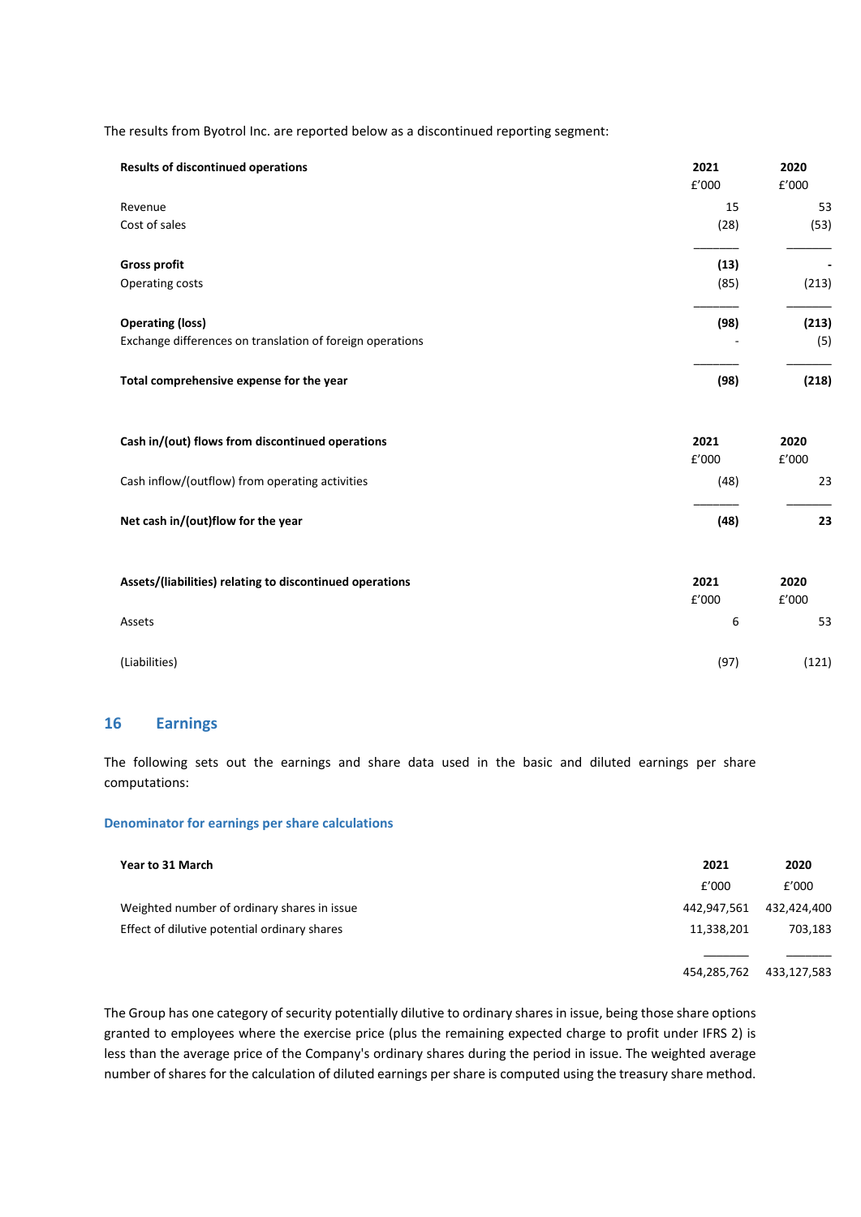The results from Byotrol Inc. are reported below as a discontinued reporting segment:

| **Results of discontinued operations** | **2021** | **2020** |
|---|---|---|
| | £'000 | £'000 |
| Revenue | 15 | 53 |
| Cost of sales | (28) | (53) |
| **Gross profit** | **(13)** | **-** |
| Operating costs | (85) | (213) |
| **Operating (loss)** | **(98)** | **(213)** |
| Exchange differences on translation of foreign operations | - | (5) |
| **Total comprehensive expense for the year** | **(98)** | **(218)** |

| **Cash in/(out) flows from discontinued operations** | **2021** | **2020** |
|---|---|---|
| | £'000 | £'000 |
| Cash inflow/(outflow) from operating activities | (48) | 23 |
| **Net cash in/(out)flow for the year** | **(48)** | **23** |

| **Assets/(liabilities) relating to discontinued operations** | **2021** | **2020** |
|---|---|---|
| | £'000 | £'000 |
| Assets | 6 | 53 |
| (Liabilities) | (97) | (121) |

## 16 Earnings

The following sets out the earnings and share data used in the basic and diluted earnings per share computations:

### Denominator for earnings per share calculations

| **Year to 31 March** | **2021** | **2020** |
|---|---|---|
| | £'000 | £'000 |
| Weighted number of ordinary shares in issue | 442,947,561 | 432,424,400 |
| Effect of dilutive potential ordinary shares | 11,338,201 | 703,183 |
| | 454,285,762 | 433,127,583 |

The Group has one category of security potentially dilutive to ordinary shares in issue, being those share options granted to employees where the exercise price (plus the remaining expected charge to profit under IFRS 2) is less than the average price of the Company's ordinary shares during the period in issue. The weighted average number of shares for the calculation of diluted earnings per share is computed using the treasury share method.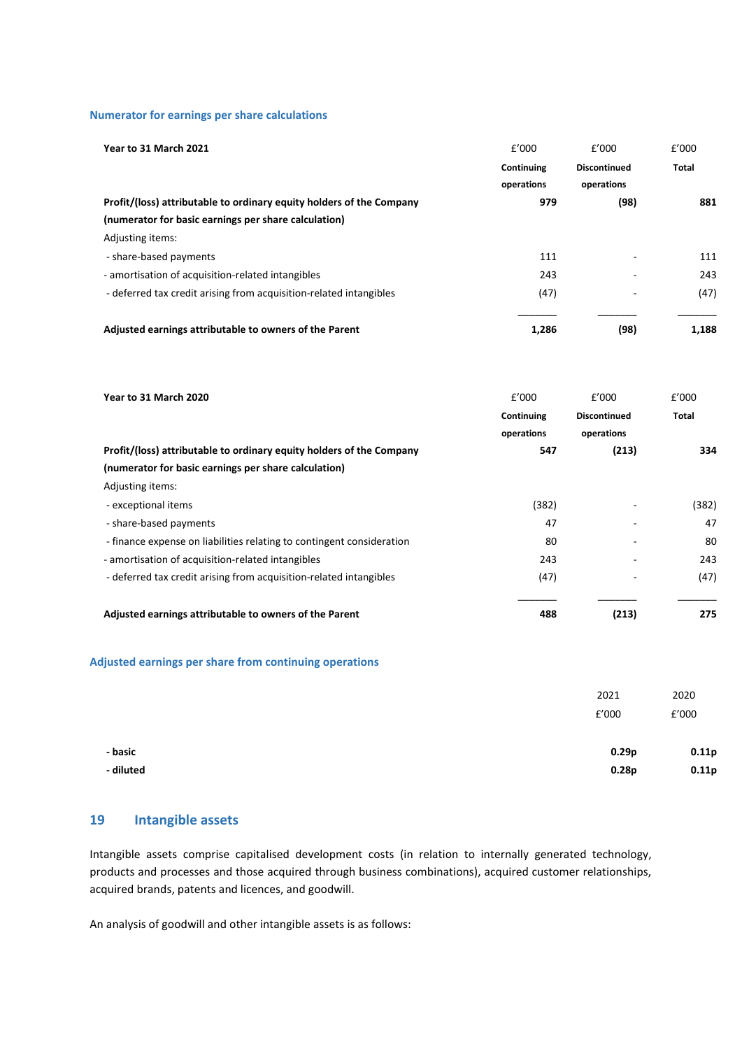### Numerator for earnings per share calculations

| Year to 31 March 2021 | £'000 Continuing operations | £'000 Discontinued operations | £'000 Total |
|---|---|---|---|
| **Profit/(loss) attributable to ordinary equity holders of the Company (numerator for basic earnings per share calculation)** | **979** | **(98)** | **881** |
| Adjusting items: | | | |
| - share-based payments | 111 | - | 111 |
| - amortisation of acquisition-related intangibles | 243 | - | 243 |
| - deferred tax credit arising from acquisition-related intangibles | (47) | - | (47) |
| **Adjusted earnings attributable to owners of the Parent** | **1,286** | **(98)** | **1,188** |

| Year to 31 March 2020 | £'000 Continuing operations | £'000 Discontinued operations | £'000 Total |
|---|---|---|---|
| **Profit/(loss) attributable to ordinary equity holders of the Company (numerator for basic earnings per share calculation)** | **547** | **(213)** | **334** |
| Adjusting items: | | | |
| - exceptional items | (382) | - | (382) |
| - share-based payments | 47 | - | 47 |
| - finance expense on liabilities relating to contingent consideration | 80 | - | 80 |
| - amortisation of acquisition-related intangibles | 243 | - | 243 |
| - deferred tax credit arising from acquisition-related intangibles | (47) | - | (47) |
| **Adjusted earnings attributable to owners of the Parent** | **488** | **(213)** | **275** |

### Adjusted earnings per share from continuing operations

| | 2021 £'000 | 2020 £'000 |
|---|---|---|
| **- basic** | **0.29p** | **0.11p** |
| **- diluted** | **0.28p** | **0.11p** |

## 19 Intangible assets

Intangible assets comprise capitalised development costs (in relation to internally generated technology, products and processes and those acquired through business combinations), acquired customer relationships, acquired brands, patents and licences, and goodwill.

An analysis of goodwill and other intangible assets is as follows: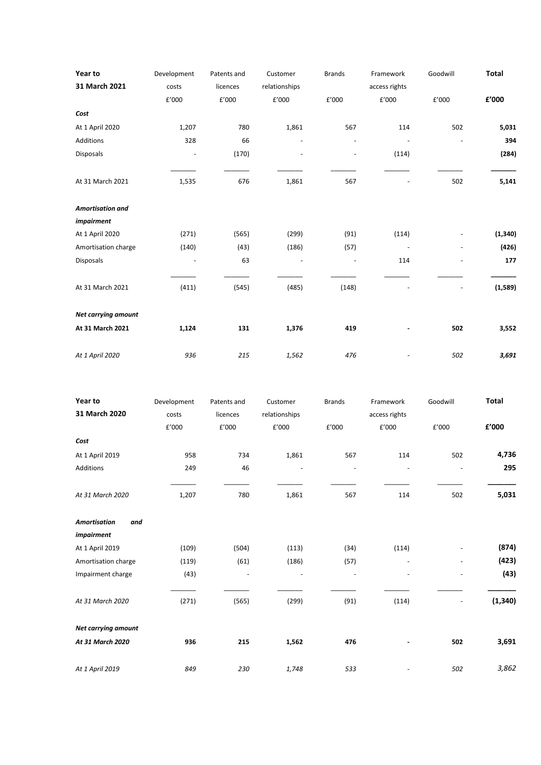| **Year to 31 March 2021** | Development costs £'000 | Patents and licences £'000 | Customer relationships £'000 | Brands £'000 | Framework access rights £'000 | Goodwill £'000 | **Total £'000** |
|---|---|---|---|---|---|---|---|
| ***Cost*** | | | | | | | |
| At 1 April 2020 | 1,207 | 780 | 1,861 | 567 | 114 | 502 | **5,031** |
| Additions | 328 | 66 | - | - | - | - | **394** |
| Disposals | - | (170) | - | - | (114) | | **(284)** |
| At 31 March 2021 | 1,535 | 676 | 1,861 | 567 | - | 502 | **5,141** |
| ***Amortisation and impairment*** | | | | | | | |
| At 1 April 2020 | (271) | (565) | (299) | (91) | (114) | - | **(1,340)** |
| Amortisation charge | (140) | (43) | (186) | (57) | - | - | **(426)** |
| Disposals | - | 63 | - | - | 114 | - | **177** |
| At 31 March 2021 | (411) | (545) | (485) | (148) | - | - | **(1,589)** |
| ***Net carrying amount*** | | | | | | | |
| **At 31 March 2021** | **1,124** | **131** | **1,376** | **419** | **-** | **502** | **3,552** |
| *At 1 April 2020* | *936* | *215* | *1,562* | *476* | - | *502* | ***3,691*** |

| **Year to 31 March 2020** | Development costs £'000 | Patents and licences £'000 | Customer relationships £'000 | Brands £'000 | Framework access rights £'000 | Goodwill £'000 | **Total £'000** |
|---|---|---|---|---|---|---|---|
| ***Cost*** | | | | | | | |
| At 1 April 2019 | 958 | 734 | 1,861 | 567 | 114 | 502 | **4,736** |
| Additions | 249 | 46 | - | - | - | - | **295** |
| *At 31 March 2020* | 1,207 | 780 | 1,861 | 567 | 114 | 502 | **5,031** |
| ***Amortisation and impairment*** | | | | | | | |
| At 1 April 2019 | (109) | (504) | (113) | (34) | (114) | - | **(874)** |
| Amortisation charge | (119) | (61) | (186) | (57) | - | - | **(423)** |
| Impairment charge | (43) | - | - | - | - | - | **(43)** |
| *At 31 March 2020* | (271) | (565) | (299) | (91) | (114) | - | **(1,340)** |
| ***Net carrying amount*** | | | | | | | |
| ***At 31 March 2020*** | **936** | **215** | **1,562** | **476** | **-** | **502** | **3,691** |
| *At 1 April 2019* | *849* | *230* | *1,748* | *533* | - | *502* | *3,862* |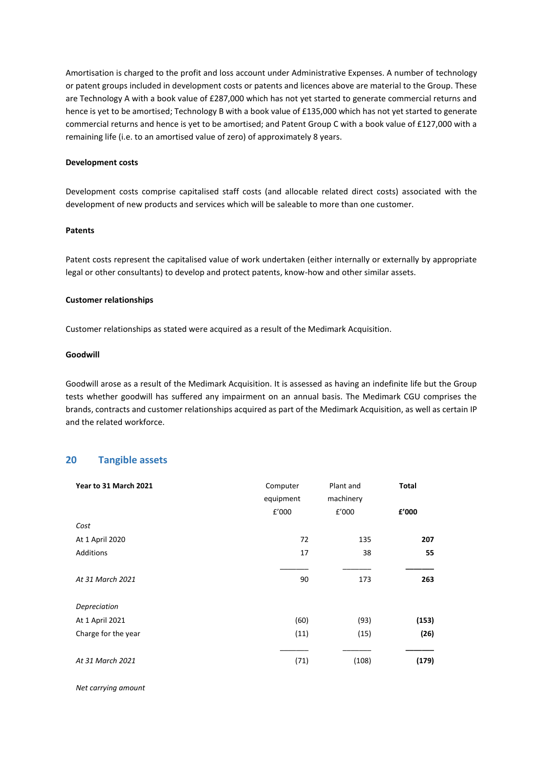Amortisation is charged to the profit and loss account under Administrative Expenses. A number of technology or patent groups included in development costs or patents and licences above are material to the Group. These are Technology A with a book value of £287,000 which has not yet started to generate commercial returns and hence is yet to be amortised; Technology B with a book value of £135,000 which has not yet started to generate commercial returns and hence is yet to be amortised; and Patent Group C with a book value of £127,000 with a remaining life (i.e. to an amortised value of zero) of approximately 8 years.

**Development costs**

Development costs comprise capitalised staff costs (and allocable related direct costs) associated with the development of new products and services which will be saleable to more than one customer.

**Patents**

Patent costs represent the capitalised value of work undertaken (either internally or externally by appropriate legal or other consultants) to develop and protect patents, know-how and other similar assets.

**Customer relationships**

Customer relationships as stated were acquired as a result of the Medimark Acquisition.

**Goodwill**

Goodwill arose as a result of the Medimark Acquisition. It is assessed as having an indefinite life but the Group tests whether goodwill has suffered any impairment on an annual basis. The Medimark CGU comprises the brands, contracts and customer relationships acquired as part of the Medimark Acquisition, as well as certain IP and the related workforce.

## 20 Tangible assets

| **Year to 31 March 2021** | Computer equipment £'000 | Plant and machinery £'000 | **Total £'000** |
|---|---|---|---|
| *Cost* | | | |
| At 1 April 2020 | 72 | 135 | **207** |
| Additions | 17 | 38 | **55** |
| *At 31 March 2021* | 90 | 173 | **263** |
| *Depreciation* | | | |
| At 1 April 2021 | (60) | (93) | **(153)** |
| Charge for the year | (11) | (15) | **(26)** |
| *At 31 March 2021* | (71) | (108) | **(179)** |

*Net carrying amount*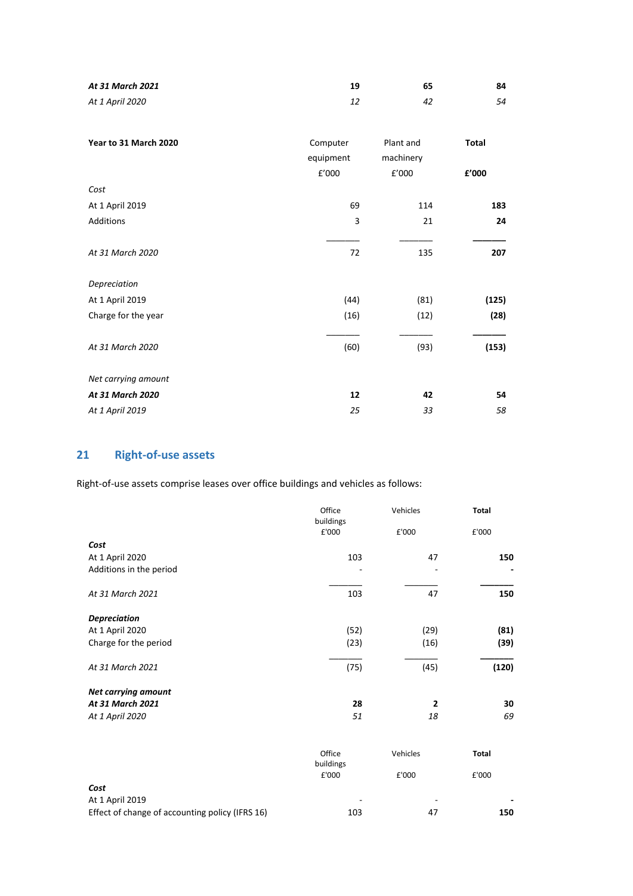| | | | |
|---|---|---|---|
| ***At 31 March 2021*** | **19** | **65** | **84** |
| *At 1 April 2020* | *12* | *42* | *54* |

| **Year to 31 March 2020** | Computer equipment £'000 | Plant and machinery £'000 | **Total** **£'000** |
|---|---|---|---|
| *Cost* | | | |
| At 1 April 2019 | 69 | 114 | **183** |
| Additions | 3 | 21 | **24** |
| *At 31 March 2020* | 72 | 135 | **207** |
| *Depreciation* | | | |
| At 1 April 2019 | (44) | (81) | **(125)** |
| Charge for the year | (16) | (12) | **(28)** |
| *At 31 March 2020* | (60) | (93) | **(153)** |
| *Net carrying amount* | | | |
| ***At 31 March 2020*** | **12** | **42** | **54** |
| *At 1 April 2019* | *25* | *33* | *58* |

## 21 Right-of-use assets

Right-of-use assets comprise leases over office buildings and vehicles as follows:

| | Office buildings £'000 | Vehicles £'000 | **Total** £'000 |
|---|---|---|---|
| ***Cost*** | | | |
| At 1 April 2020 | 103 | 47 | **150** |
| Additions in the period | - | - | **-** |
| *At 31 March 2021* | 103 | 47 | **150** |
| ***Depreciation*** | | | |
| At 1 April 2020 | (52) | (29) | **(81)** |
| Charge for the period | (23) | (16) | **(39)** |
| *At 31 March 2021* | (75) | (45) | **(120)** |
| ***Net carrying amount*** | | | |
| ***At 31 March 2021*** | **28** | **2** | **30** |
| *At 1 April 2020* | *51* | *18* | *69* |

| | Office buildings £'000 | Vehicles £'000 | **Total** £'000 |
|---|---|---|---|
| ***Cost*** | | | |
| At 1 April 2019 | - | - | **-** |
| Effect of change of accounting policy (IFRS 16) | 103 | 47 | **150** |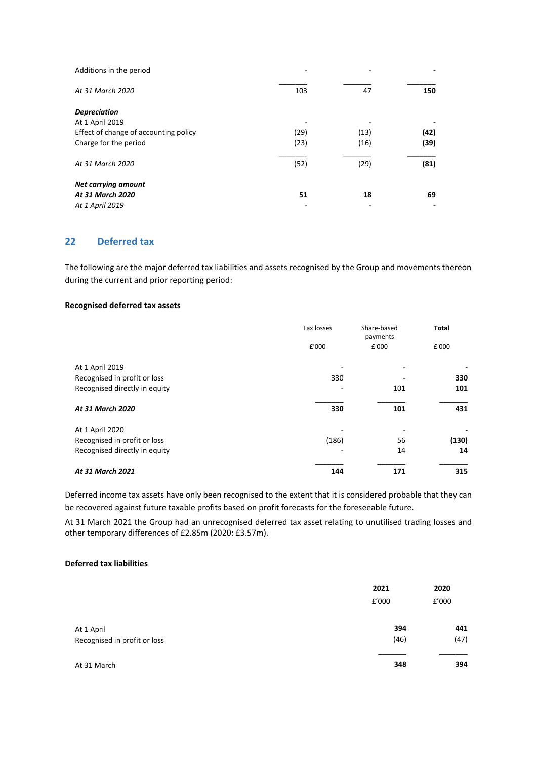| | | | |
|---|---|---|---|
| Additions in the period | - | - | **-** |
| *At 31 March 2020* | 103 | 47 | **150** |
| ***Depreciation*** | | | |
| At 1 April 2019 | - | - | **-** |
| Effect of change of accounting policy | (29) | (13) | **(42)** |
| Charge for the period | (23) | (16) | **(39)** |
| *At 31 March 2020* | (52) | (29) | **(81)** |
| ***Net carrying amount*** | | | |
| ***At 31 March 2020*** | **51** | **18** | **69** |
| *At 1 April 2019* | - | - | **-** |

## 22 Deferred tax

The following are the major deferred tax liabilities and assets recognised by the Group and movements thereon during the current and prior reporting period:

**Recognised deferred tax assets**

| | Tax losses | Share-based payments | **Total** |
|---|---|---|---|
| | £'000 | £'000 | £'000 |
| At 1 April 2019 | - | - | **-** |
| Recognised in profit or loss | 330 | - | **330** |
| Recognised directly in equity | - | 101 | **101** |
| ***At 31 March 2020*** | **330** | **101** | **431** |
| At 1 April 2020 | - | - | **-** |
| Recognised in profit or loss | (186) | 56 | **(130)** |
| Recognised directly in equity | - | 14 | **14** |
| ***At 31 March 2021*** | **144** | **171** | **315** |

Deferred income tax assets have only been recognised to the extent that it is considered probable that they can be recovered against future taxable profits based on profit forecasts for the foreseeable future.

At 31 March 2021 the Group had an unrecognised deferred tax asset relating to unutilised trading losses and other temporary differences of £2.85m (2020: £3.57m).

**Deferred tax liabilities**

| | **2021** | **2020** |
|---|---|---|
| | £'000 | £'000 |
| At 1 April | **394** | **441** |
| Recognised in profit or loss | (46) | (47) |
| At 31 March | **348** | **394** |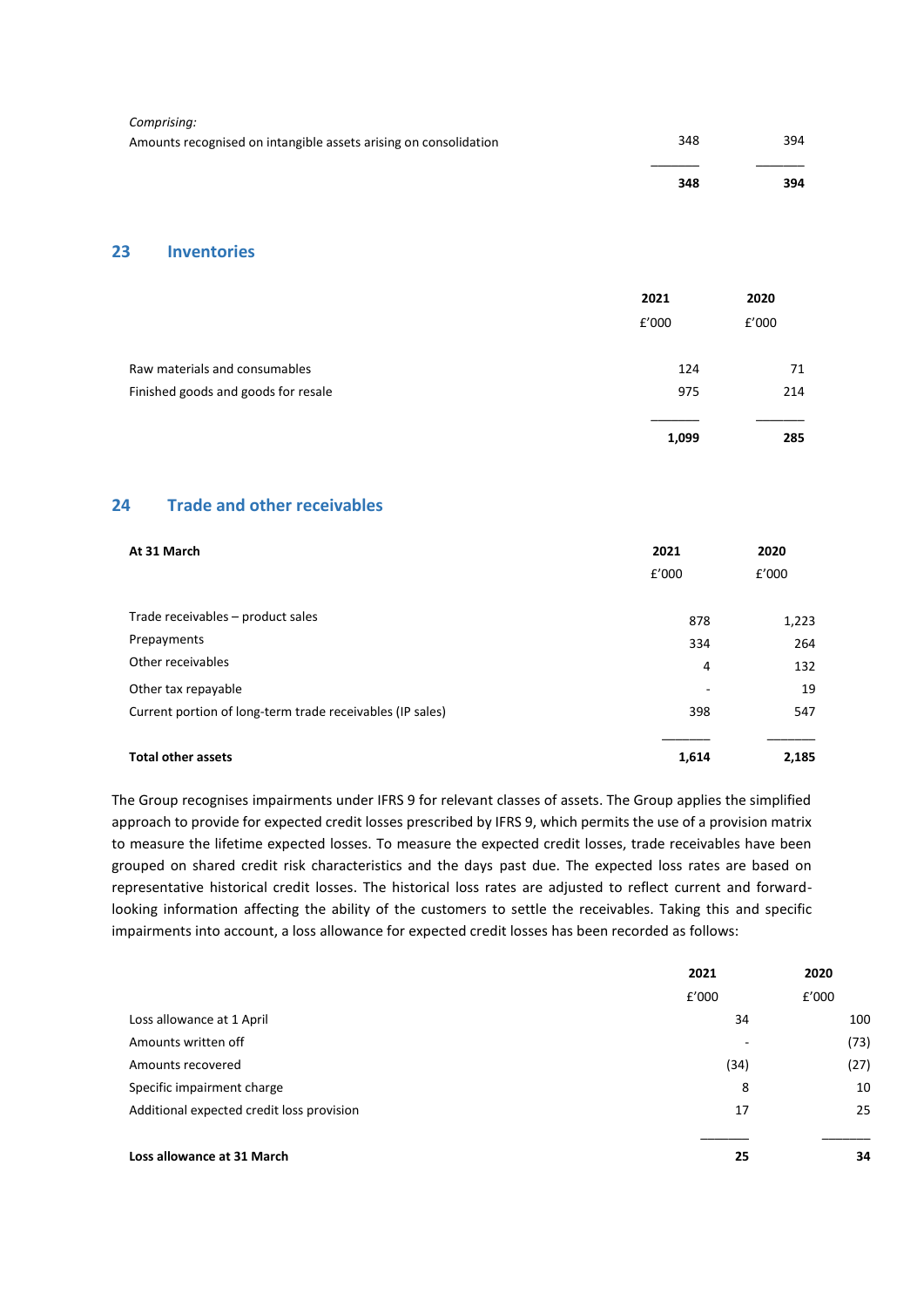| | | |
|---|---|---|
| *Comprising:* | | |
| Amounts recognised on intangible assets arising on consolidation | 348 | 394 |
| | **348** | **394** |

## 23 Inventories

| | 2021 | 2020 |
|---|---|---|
| | £'000 | £'000 |
| Raw materials and consumables | 124 | 71 |
| Finished goods and goods for resale | 975 | 214 |
| | **1,099** | **285** |

## 24 Trade and other receivables

| **At 31 March** | 2021 | 2020 |
|---|---|---|
| | £'000 | £'000 |
| Trade receivables – product sales | 878 | 1,223 |
| Prepayments | 334 | 264 |
| Other receivables | 4 | 132 |
| Other tax repayable | - | 19 |
| Current portion of long-term trade receivables (IP sales) | 398 | 547 |
| **Total other assets** | **1,614** | **2,185** |

The Group recognises impairments under IFRS 9 for relevant classes of assets. The Group applies the simplified approach to provide for expected credit losses prescribed by IFRS 9, which permits the use of a provision matrix to measure the lifetime expected losses. To measure the expected credit losses, trade receivables have been grouped on shared credit risk characteristics and the days past due. The expected loss rates are based on representative historical credit losses. The historical loss rates are adjusted to reflect current and forward-looking information affecting the ability of the customers to settle the receivables. Taking this and specific impairments into account, a loss allowance for expected credit losses has been recorded as follows:

| | 2021 | 2020 |
|---|---|---|
| | £'000 | £'000 |
| Loss allowance at 1 April | 34 | 100 |
| Amounts written off | - | (73) |
| Amounts recovered | (34) | (27) |
| Specific impairment charge | 8 | 10 |
| Additional expected credit loss provision | 17 | 25 |
| **Loss allowance at 31 March** | **25** | **34** |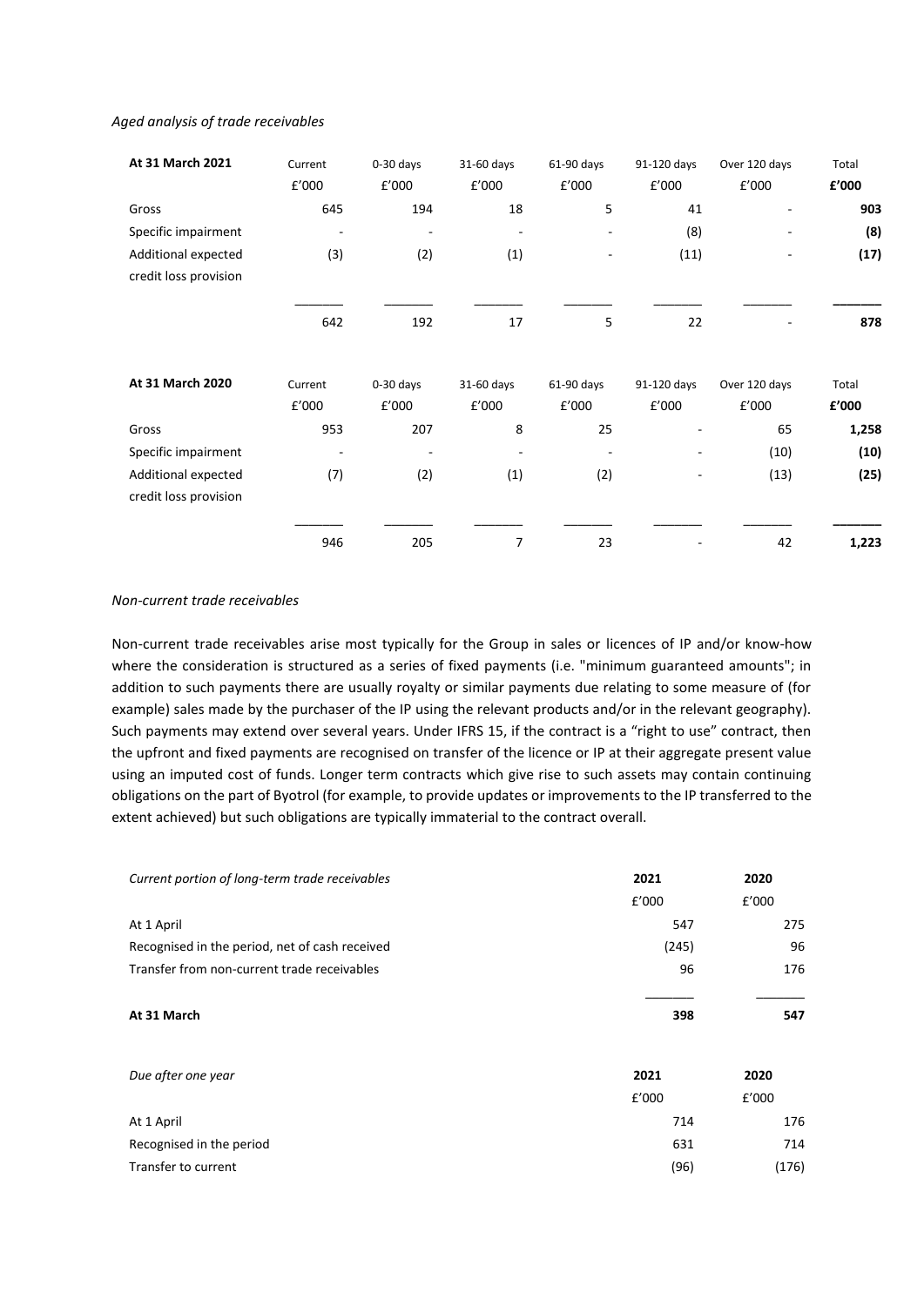*Aged analysis of trade receivables*

| **At 31 March 2021** | Current £'000 | 0-30 days £'000 | 31-60 days £'000 | 61-90 days £'000 | 91-120 days £'000 | Over 120 days £'000 | Total **£'000** |
|---|---|---|---|---|---|---|---|
| Gross | 645 | 194 | 18 | 5 | 41 | - | **903** |
| Specific impairment | - | - | - | - | (8) | - | **(8)** |
| Additional expected credit loss provision | (3) | (2) | (1) | - | (11) | - | **(17)** |
| | 642 | 192 | 17 | 5 | 22 | - | **878** |

| **At 31 March 2020** | Current £'000 | 0-30 days £'000 | 31-60 days £'000 | 61-90 days £'000 | 91-120 days £'000 | Over 120 days £'000 | Total **£'000** |
|---|---|---|---|---|---|---|---|
| Gross | 953 | 207 | 8 | 25 | - | 65 | **1,258** |
| Specific impairment | - | - | - | - | - | (10) | **(10)** |
| Additional expected credit loss provision | (7) | (2) | (1) | (2) | - | (13) | **(25)** |
| | 946 | 205 | 7 | 23 | - | 42 | **1,223** |

*Non-current trade receivables*

Non-current trade receivables arise most typically for the Group in sales or licences of IP and/or know-how where the consideration is structured as a series of fixed payments (i.e. "minimum guaranteed amounts"; in addition to such payments there are usually royalty or similar payments due relating to some measure of (for example) sales made by the purchaser of the IP using the relevant products and/or in the relevant geography). Such payments may extend over several years. Under IFRS 15, if the contract is a "right to use" contract, then the upfront and fixed payments are recognised on transfer of the licence or IP at their aggregate present value using an imputed cost of funds. Longer term contracts which give rise to such assets may contain continuing obligations on the part of Byotrol (for example, to provide updates or improvements to the IP transferred to the extent achieved) but such obligations are typically immaterial to the contract overall.

| *Current portion of long-term trade receivables* | **2021** £'000 | **2020** £'000 |
|---|---|---|
| At 1 April | 547 | 275 |
| Recognised in the period, net of cash received | (245) | 96 |
| Transfer from non-current trade receivables | 96 | 176 |
| **At 31 March** | **398** | **547** |

| *Due after one year* | **2021** £'000 | **2020** £'000 |
|---|---|---|
| At 1 April | 714 | 176 |
| Recognised in the period | 631 | 714 |
| Transfer to current | (96) | (176) |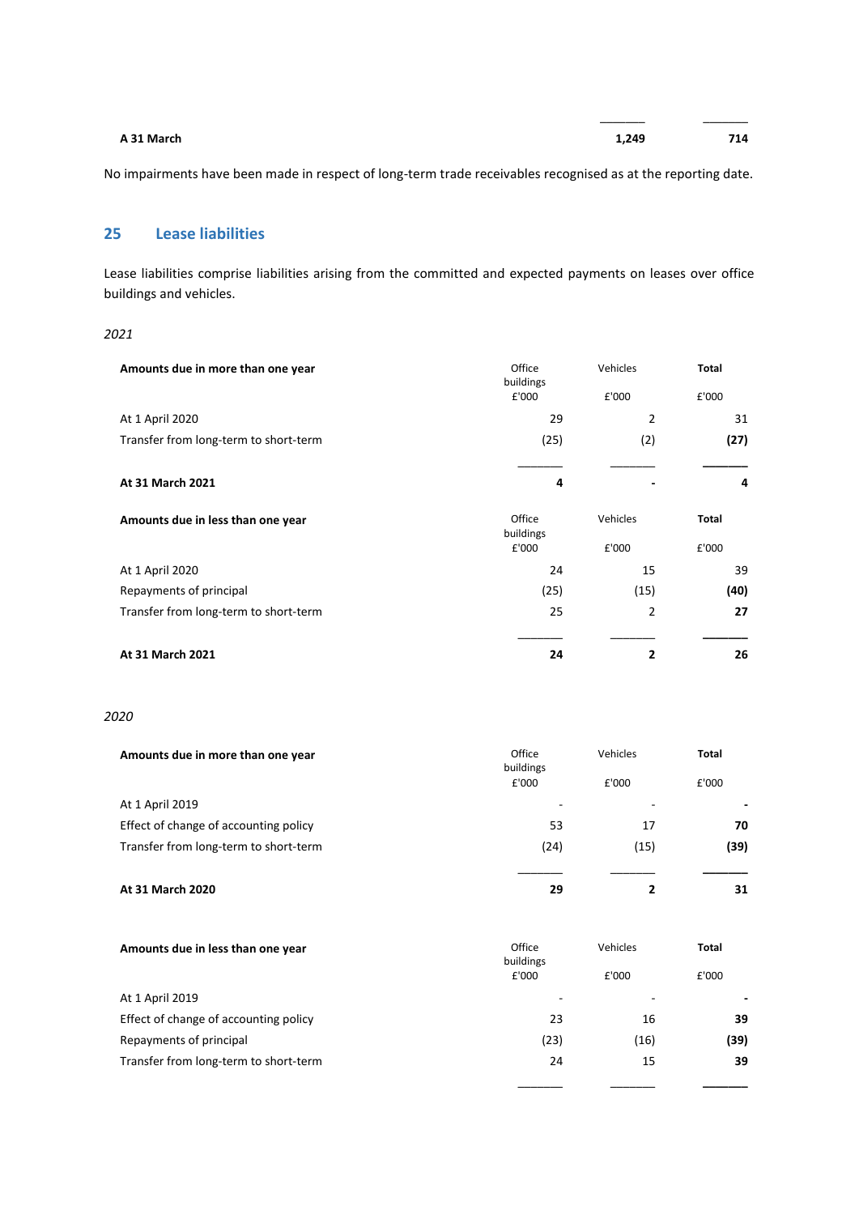| | | |
|---|---|---|
| **A 31 March** | **1,249** | **714** |

No impairments have been made in respect of long-term trade receivables recognised as at the reporting date.

## 25 Lease liabilities

Lease liabilities comprise liabilities arising from the committed and expected payments on leases over office buildings and vehicles.

*2021*

| **Amounts due in more than one year** | Office buildings £'000 | Vehicles £'000 | **Total** £'000 |
|---|---|---|---|
| At 1 April 2020 | 29 | 2 | 31 |
| Transfer from long-term to short-term | (25) | (2) | **(27)** |
| **At 31 March 2021** | **4** | **-** | **4** |

| **Amounts due in less than one year** | Office buildings £'000 | Vehicles £'000 | **Total** £'000 |
|---|---|---|---|
| At 1 April 2020 | 24 | 15 | 39 |
| Repayments of principal | (25) | (15) | **(40)** |
| Transfer from long-term to short-term | 25 | 2 | **27** |
| **At 31 March 2021** | **24** | **2** | **26** |

*2020*

| **Amounts due in more than one year** | Office buildings £'000 | Vehicles £'000 | **Total** £'000 |
|---|---|---|---|
| At 1 April 2019 | - | - | **-** |
| Effect of change of accounting policy | 53 | 17 | **70** |
| Transfer from long-term to short-term | (24) | (15) | **(39)** |
| **At 31 March 2020** | **29** | **2** | **31** |

| **Amounts due in less than one year** | Office buildings £'000 | Vehicles £'000 | **Total** £'000 |
|---|---|---|---|
| At 1 April 2019 | - | - | **-** |
| Effect of change of accounting policy | 23 | 16 | **39** |
| Repayments of principal | (23) | (16) | **(39)** |
| Transfer from long-term to short-term | 24 | 15 | **39** |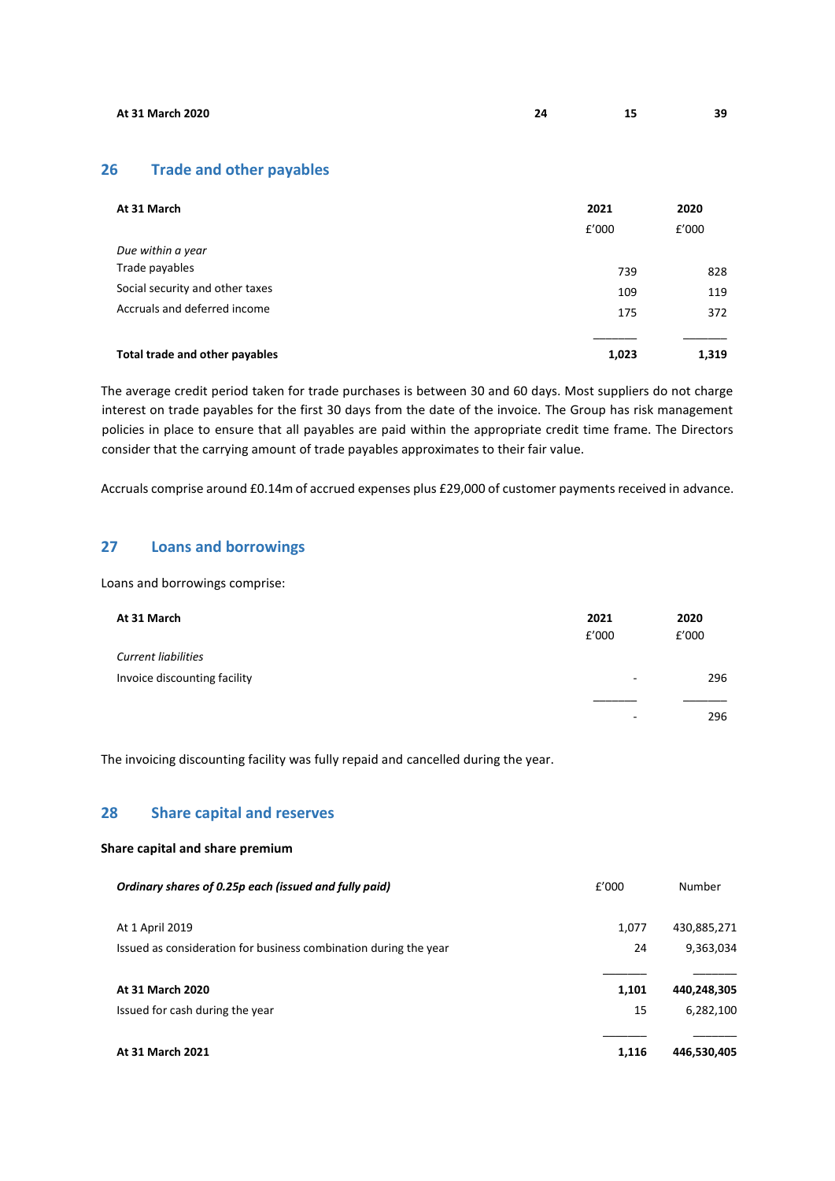| | | | |
|---|---|---|---|
| **At 31 March 2020** | **24** | **15** | **39** |

## 26 Trade and other payables

| At 31 March | 2021 | 2020 |
|---|---|---|
| | £'000 | £'000 |
| *Due within a year* | | |
| Trade payables | 739 | 828 |
| Social security and other taxes | 109 | 119 |
| Accruals and deferred income | 175 | 372 |
| **Total trade and other payables** | **1,023** | **1,319** |

The average credit period taken for trade purchases is between 30 and 60 days. Most suppliers do not charge interest on trade payables for the first 30 days from the date of the invoice. The Group has risk management policies in place to ensure that all payables are paid within the appropriate credit time frame. The Directors consider that the carrying amount of trade payables approximates to their fair value.

Accruals comprise around £0.14m of accrued expenses plus £29,000 of customer payments received in advance.

## 27 Loans and borrowings

Loans and borrowings comprise:

| At 31 March | 2021 | 2020 |
|---|---|---|
| | £'000 | £'000 |
| *Current liabilities* | | |
| Invoice discounting facility | - | 296 |
| | - | 296 |

The invoicing discounting facility was fully repaid and cancelled during the year.

## 28 Share capital and reserves

### Share capital and share premium

| *Ordinary shares of 0.25p each (issued and fully paid)* | £'000 | Number |
|---|---|---|
| At 1 April 2019 | 1,077 | 430,885,271 |
| Issued as consideration for business combination during the year | 24 | 9,363,034 |
| **At 31 March 2020** | **1,101** | **440,248,305** |
| Issued for cash during the year | 15 | 6,282,100 |
| **At 31 March 2021** | **1,116** | **446,530,405** |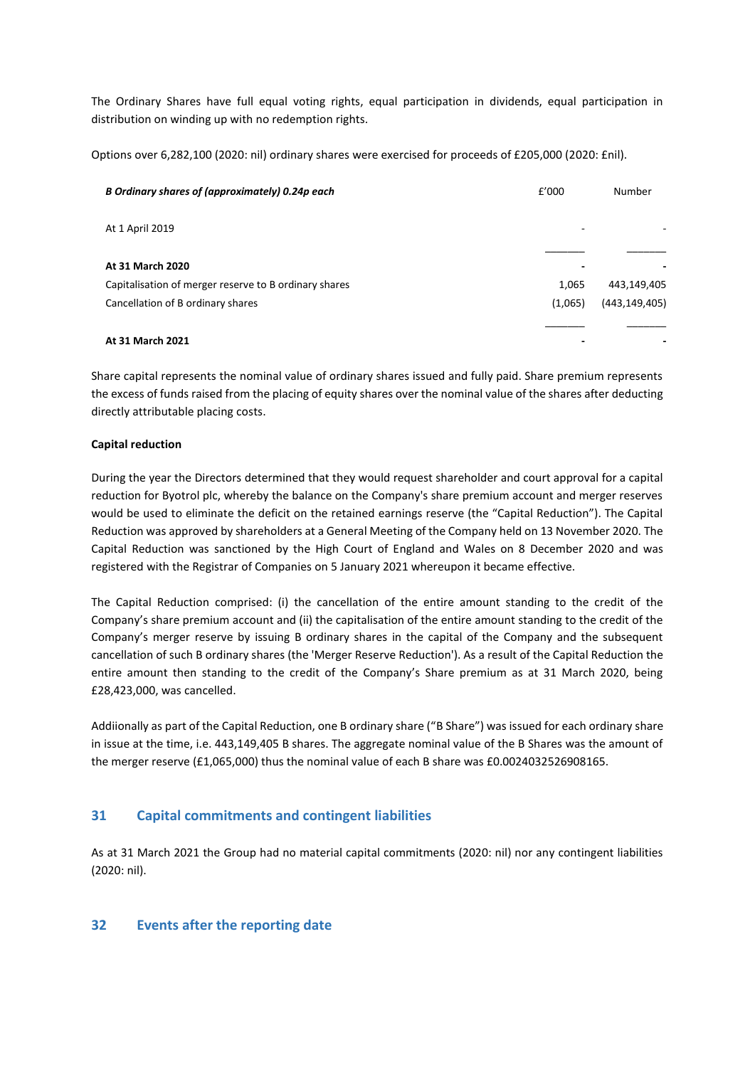The Ordinary Shares have full equal voting rights, equal participation in dividends, equal participation in distribution on winding up with no redemption rights.

Options over 6,282,100 (2020: nil) ordinary shares were exercised for proceeds of £205,000 (2020: £nil).

| ***B Ordinary shares of (approximately) 0.24p each*** | £'000 | Number |
|---|---|---|
| At 1 April 2019 | - | - |
| **At 31 March 2020** | **-** | **-** |
| Capitalisation of merger reserve to B ordinary shares | 1,065 | 443,149,405 |
| Cancellation of B ordinary shares | (1,065) | (443,149,405) |
| **At 31 March 2021** | **-** | **-** |

Share capital represents the nominal value of ordinary shares issued and fully paid. Share premium represents the excess of funds raised from the placing of equity shares over the nominal value of the shares after deducting directly attributable placing costs.

**Capital reduction**

During the year the Directors determined that they would request shareholder and court approval for a capital reduction for Byotrol plc, whereby the balance on the Company's share premium account and merger reserves would be used to eliminate the deficit on the retained earnings reserve (the "Capital Reduction"). The Capital Reduction was approved by shareholders at a General Meeting of the Company held on 13 November 2020. The Capital Reduction was sanctioned by the High Court of England and Wales on 8 December 2020 and was registered with the Registrar of Companies on 5 January 2021 whereupon it became effective.

The Capital Reduction comprised: (i) the cancellation of the entire amount standing to the credit of the Company's share premium account and (ii) the capitalisation of the entire amount standing to the credit of the Company's merger reserve by issuing B ordinary shares in the capital of the Company and the subsequent cancellation of such B ordinary shares (the 'Merger Reserve Reduction'). As a result of the Capital Reduction the entire amount then standing to the credit of the Company's Share premium as at 31 March 2020, being £28,423,000, was cancelled.

Addiionally as part of the Capital Reduction, one B ordinary share ("B Share") was issued for each ordinary share in issue at the time, i.e. 443,149,405 B shares. The aggregate nominal value of the B Shares was the amount of the merger reserve (£1,065,000) thus the nominal value of each B share was £0.0024032526908165.

## 31 Capital commitments and contingent liabilities

As at 31 March 2021 the Group had no material capital commitments (2020: nil) nor any contingent liabilities (2020: nil).

## 32 Events after the reporting date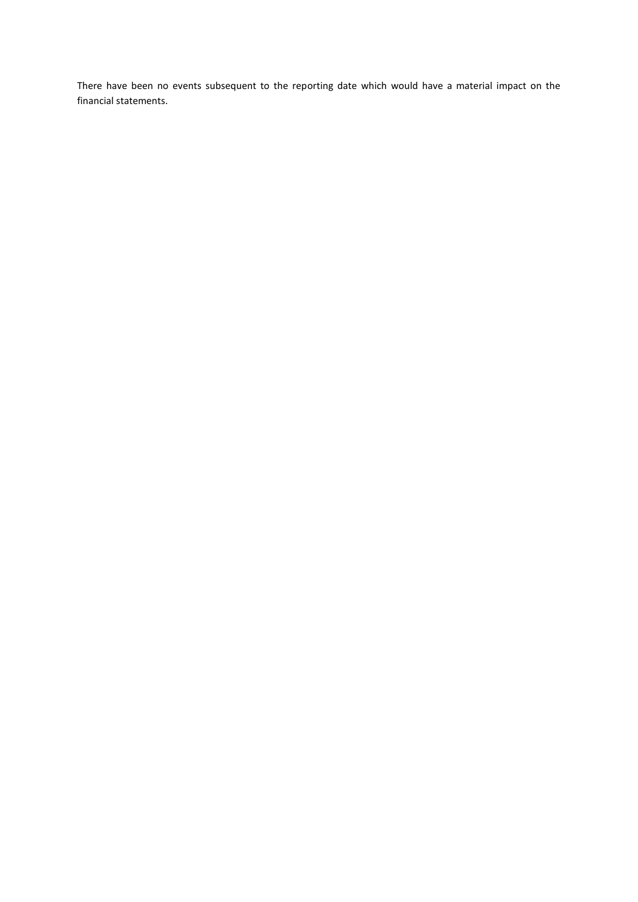There have been no events subsequent to the reporting date which would have a material impact on the financial statements.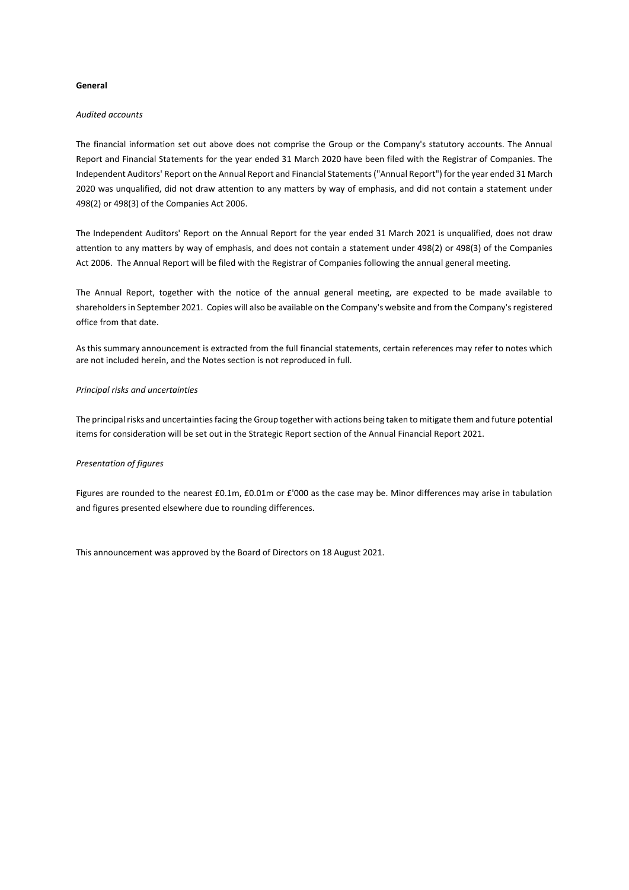**General**

*Audited accounts*

The financial information set out above does not comprise the Group or the Company's statutory accounts. The Annual Report and Financial Statements for the year ended 31 March 2020 have been filed with the Registrar of Companies. The Independent Auditors' Report on the Annual Report and Financial Statements ("Annual Report") for the year ended 31 March 2020 was unqualified, did not draw attention to any matters by way of emphasis, and did not contain a statement under 498(2) or 498(3) of the Companies Act 2006.

The Independent Auditors' Report on the Annual Report for the year ended 31 March 2021 is unqualified, does not draw attention to any matters by way of emphasis, and does not contain a statement under 498(2) or 498(3) of the Companies Act 2006. The Annual Report will be filed with the Registrar of Companies following the annual general meeting.

The Annual Report, together with the notice of the annual general meeting, are expected to be made available to shareholders in September 2021. Copies will also be available on the Company's website and from the Company's registered office from that date.

As this summary announcement is extracted from the full financial statements, certain references may refer to notes which are not included herein, and the Notes section is not reproduced in full.

*Principal risks and uncertainties*

The principal risks and uncertainties facing the Group together with actions being taken to mitigate them and future potential items for consideration will be set out in the Strategic Report section of the Annual Financial Report 2021.

*Presentation of figures*

Figures are rounded to the nearest £0.1m, £0.01m or £'000 as the case may be. Minor differences may arise in tabulation and figures presented elsewhere due to rounding differences.

This announcement was approved by the Board of Directors on 18 August 2021.